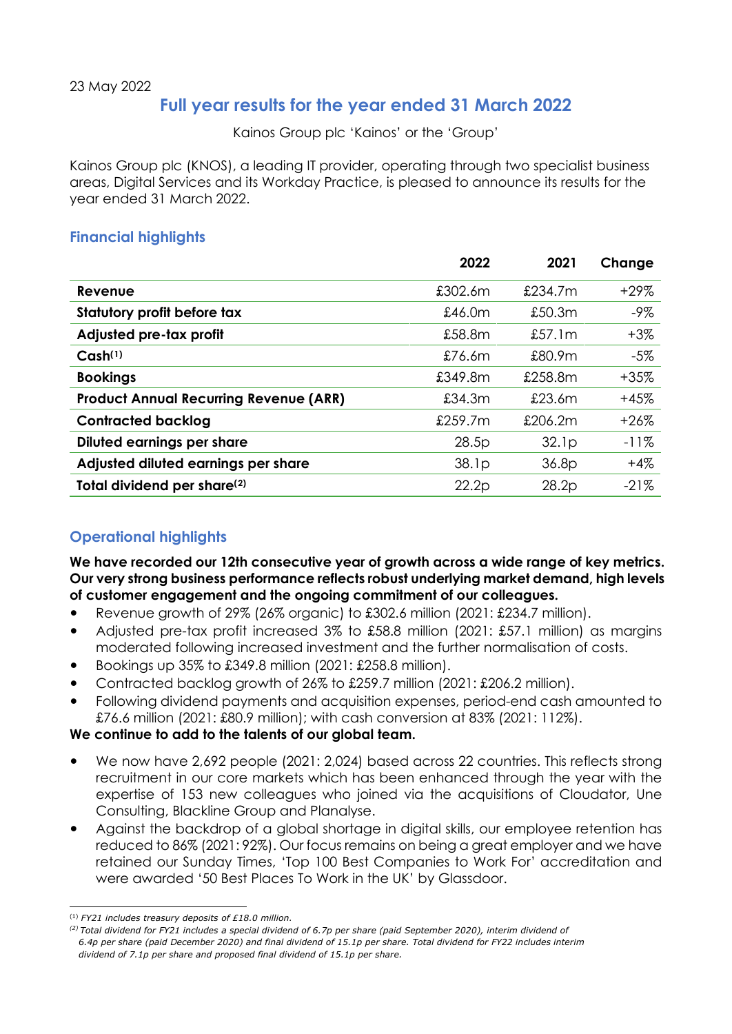23 May 2022

# Full year results for the year ended 31 March 2022

Kainos Group plc 'Kainos' or the 'Group'

Kainos Group plc (KNOS), a leading IT provider, operating through two specialist business areas, Digital Services and its Workday Practice, is pleased to announce its results for the year ended 31 March 2022.

## Financial highlights

| | 2022 | 2021 | Change |
|---|---|---|---|
| **Revenue** | £302.6m | £234.7m | +29% |
| **Statutory profit before tax** | £46.0m | £50.3m | -9% |
| **Adjusted pre-tax profit** | £58.8m | £57.1m | +3% |
| **Cash[(1)]** | £76.6m | £80.9m | -5% |
| **Bookings** | £349.8m | £258.8m | +35% |
| **Product Annual Recurring Revenue (ARR)** | £34.3m | £23.6m | +45% |
| **Contracted backlog** | £259.7m | £206.2m | +26% |
| **Diluted earnings per share** | 28.5p | 32.1p | -11% |
| **Adjusted diluted earnings per share** | 38.1p | 36.8p | +4% |
| **Total dividend per share[(2)]** | 22.2p | 28.2p | -21% |

## Operational highlights

**We have recorded our 12th consecutive year of growth across a wide range of key metrics. Our very strong business performance reflects robust underlying market demand, high levels of customer engagement and the ongoing commitment of our colleagues.**

- Revenue growth of 29% (26% organic) to £302.6 million (2021: £234.7 million).
- Adjusted pre-tax profit increased 3% to £58.8 million (2021: £57.1 million) as margins moderated following increased investment and the further normalisation of costs.
- Bookings up 35% to £349.8 million (2021: £258.8 million).
- Contracted backlog growth of 26% to £259.7 million (2021: £206.2 million).
- Following dividend payments and acquisition expenses, period-end cash amounted to £76.6 million (2021: £80.9 million); with cash conversion at 83% (2021: 112%).

**We continue to add to the talents of our global team.**

- We now have 2,692 people (2021: 2,024) based across 22 countries. This reflects strong recruitment in our core markets which has been enhanced through the year with the expertise of 153 new colleagues who joined via the acquisitions of Cloudator, Une Consulting, Blackline Group and Planalyse.
- Against the backdrop of a global shortage in digital skills, our employee retention has reduced to 86% (2021: 92%). Our focus remains on being a great employer and we have retained our Sunday Times, 'Top 100 Best Companies to Work For' accreditation and were awarded '50 Best Places To Work in the UK' by Glassdoor.

---

(1) *FY21 includes treasury deposits of £18.0 million.*

(2) *Total dividend for FY21 includes a special dividend of 6.7p per share (paid September 2020), interim dividend of 6.4p per share (paid December 2020) and final dividend of 15.1p per share. Total dividend for FY22 includes interim dividend of 7.1p per share and proposed final dividend of 15.1p per share.*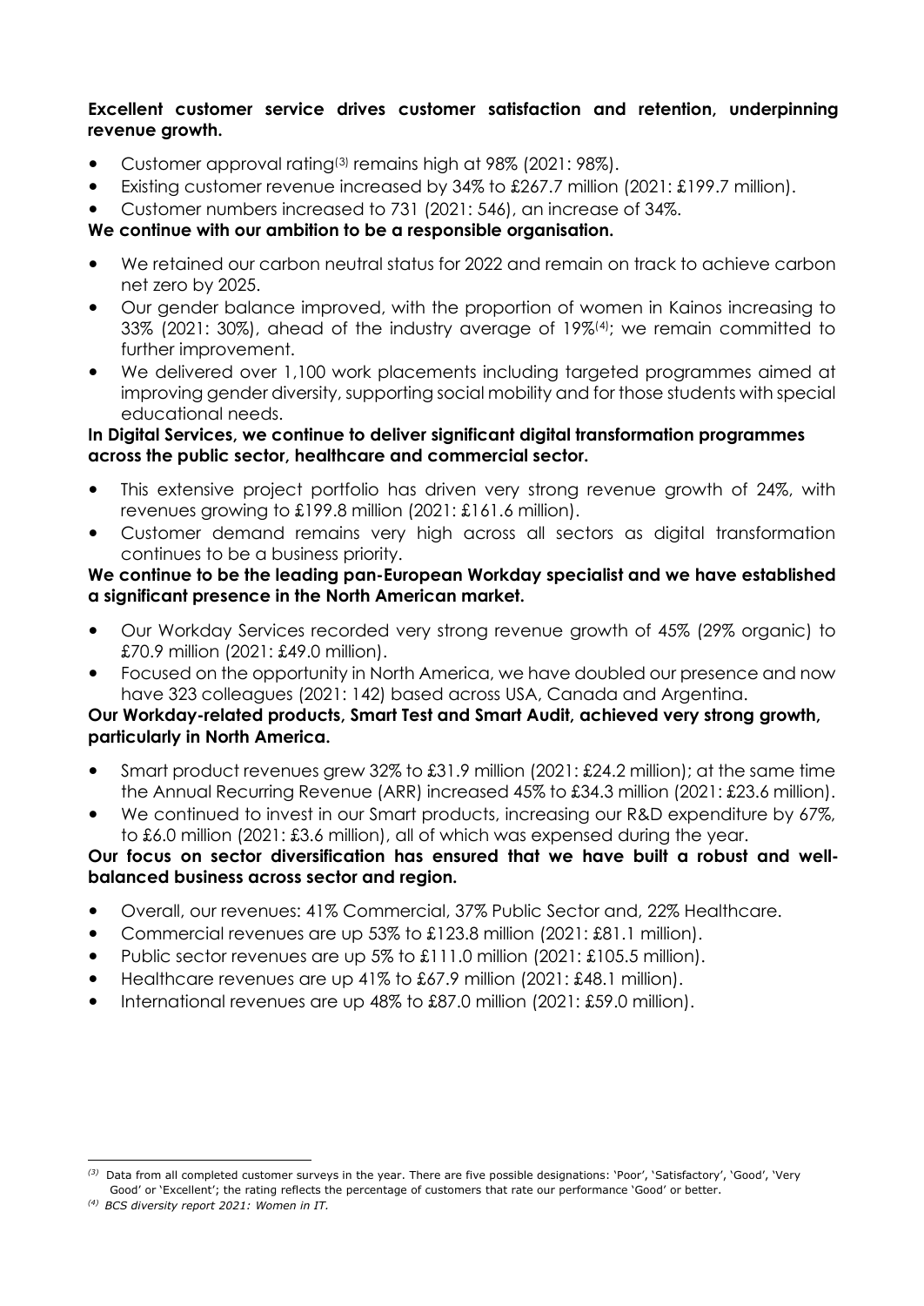**Excellent customer service drives customer satisfaction and retention, underpinning revenue growth.**

- Customer approval rating[3] remains high at 98% (2021: 98%).
- Existing customer revenue increased by 34% to £267.7 million (2021: £199.7 million).
- Customer numbers increased to 731 (2021: 546), an increase of 34%.

**We continue with our ambition to be a responsible organisation.**

- We retained our carbon neutral status for 2022 and remain on track to achieve carbon net zero by 2025.
- Our gender balance improved, with the proportion of women in Kainos increasing to 33% (2021: 30%), ahead of the industry average of 19%[4]; we remain committed to further improvement.
- We delivered over 1,100 work placements including targeted programmes aimed at improving gender diversity, supporting social mobility and for those students with special educational needs.

**In Digital Services, we continue to deliver significant digital transformation programmes across the public sector, healthcare and commercial sector.**

- This extensive project portfolio has driven very strong revenue growth of 24%, with revenues growing to £199.8 million (2021: £161.6 million).
- Customer demand remains very high across all sectors as digital transformation continues to be a business priority.

**We continue to be the leading pan-European Workday specialist and we have established a significant presence in the North American market.**

- Our Workday Services recorded very strong revenue growth of 45% (29% organic) to £70.9 million (2021: £49.0 million).
- Focused on the opportunity in North America, we have doubled our presence and now have 323 colleagues (2021: 142) based across USA, Canada and Argentina.

**Our Workday-related products, Smart Test and Smart Audit, achieved very strong growth, particularly in North America.**

- Smart product revenues grew 32% to £31.9 million (2021: £24.2 million); at the same time the Annual Recurring Revenue (ARR) increased 45% to £34.3 million (2021: £23.6 million).
- We continued to invest in our Smart products, increasing our R&D expenditure by 67%, to £6.0 million (2021: £3.6 million), all of which was expensed during the year.

**Our focus on sector diversification has ensured that we have built a robust and well-balanced business across sector and region.**

- Overall, our revenues: 41% Commercial, 37% Public Sector and, 22% Healthcare.
- Commercial revenues are up 53% to £123.8 million (2021: £81.1 million).
- Public sector revenues are up 5% to £111.0 million (2021: £105.5 million).
- Healthcare revenues are up 41% to £67.9 million (2021: £48.1 million).
- International revenues are up 48% to £87.0 million (2021: £59.0 million).

---

[3] Data from all completed customer surveys in the year. There are five possible designations: 'Poor', 'Satisfactory', 'Good', 'Very Good' or 'Excellent'; the rating reflects the percentage of customers that rate our performance 'Good' or better.

[4] *BCS diversity report 2021: Women in IT.*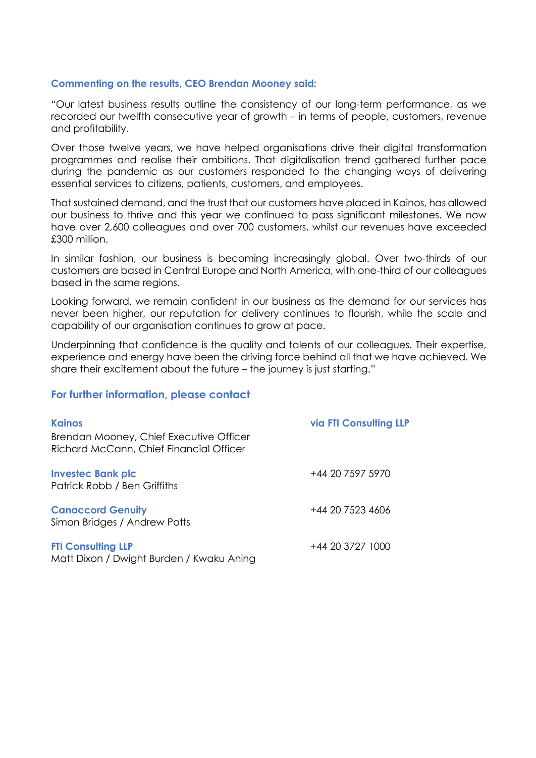### Commenting on the results, CEO Brendan Mooney said:

"Our latest business results outline the consistency of our long-term performance, as we recorded our twelfth consecutive year of growth – in terms of people, customers, revenue and profitability.

Over those twelve years, we have helped organisations drive their digital transformation programmes and realise their ambitions. That digitalisation trend gathered further pace during the pandemic as our customers responded to the changing ways of delivering essential services to citizens, patients, customers, and employees.

That sustained demand, and the trust that our customers have placed in Kainos, has allowed our business to thrive and this year we continued to pass significant milestones. We now have over 2,600 colleagues and over 700 customers, whilst our revenues have exceeded £300 million.

In similar fashion, our business is becoming increasingly global. Over two-thirds of our customers are based in Central Europe and North America, with one-third of our colleagues based in the same regions.

Looking forward, we remain confident in our business as the demand for our services has never been higher, our reputation for delivery continues to flourish, while the scale and capability of our organisation continues to grow at pace.

Underpinning that confidence is the quality and talents of our colleagues. Their expertise, experience and energy have been the driving force behind all that we have achieved. We share their excitement about the future – the journey is just starting."

### For further information, please contact

| | |
|---|---|
| **Kainos**<br>Brendan Mooney, Chief Executive Officer<br>Richard McCann, Chief Financial Officer | **via FTI Consulting LLP** |
| **Investec Bank plc**<br>Patrick Robb / Ben Griffiths | +44 20 7597 5970 |
| **Canaccord Genuity**<br>Simon Bridges / Andrew Potts | +44 20 7523 4606 |
| **FTI Consulting LLP**<br>Matt Dixon / Dwight Burden / Kwaku Aning | +44 20 3727 1000 |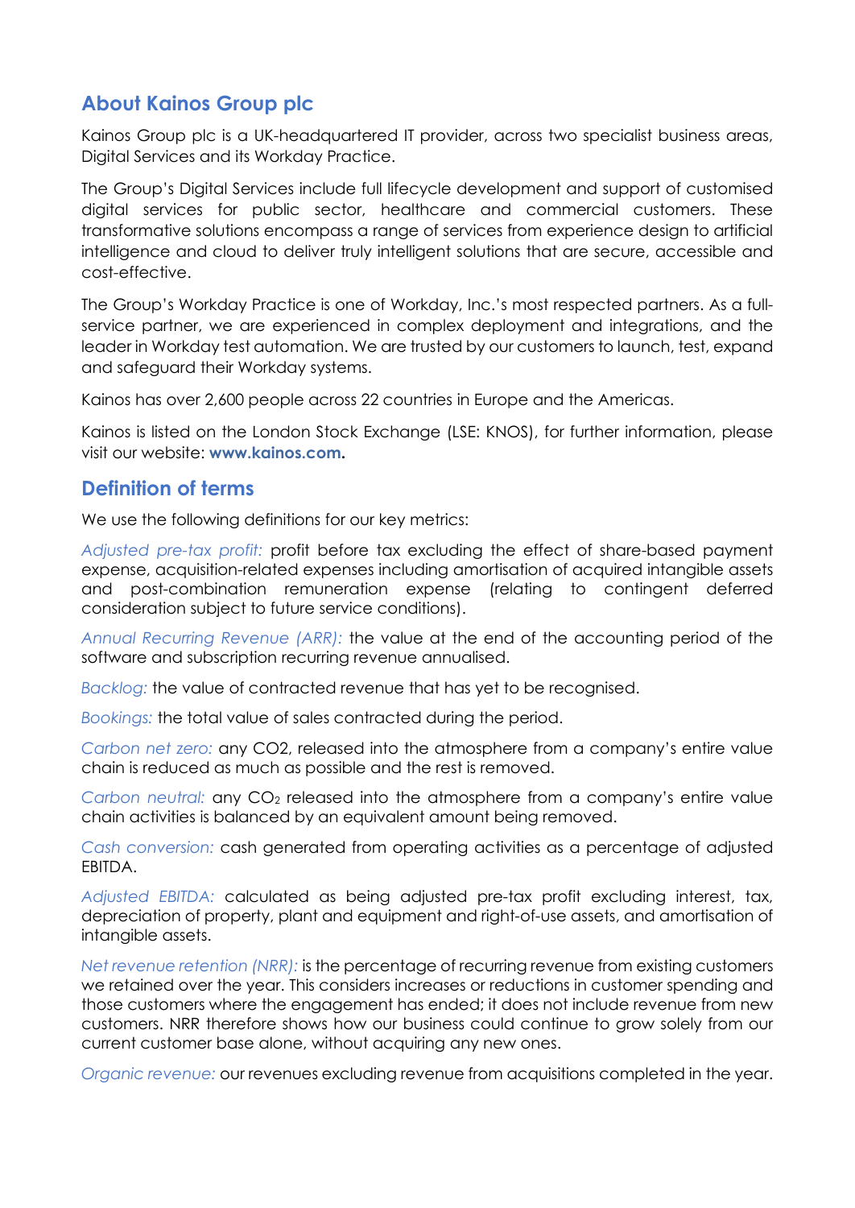## About Kainos Group plc

Kainos Group plc is a UK-headquartered IT provider, across two specialist business areas, Digital Services and its Workday Practice.

The Group's Digital Services include full lifecycle development and support of customised digital services for public sector, healthcare and commercial customers. These transformative solutions encompass a range of services from experience design to artificial intelligence and cloud to deliver truly intelligent solutions that are secure, accessible and cost-effective.

The Group's Workday Practice is one of Workday, Inc.'s most respected partners. As a full-service partner, we are experienced in complex deployment and integrations, and the leader in Workday test automation. We are trusted by our customers to launch, test, expand and safeguard their Workday systems.

Kainos has over 2,600 people across 22 countries in Europe and the Americas.

Kainos is listed on the London Stock Exchange (LSE: KNOS), for further information, please visit our website: **www.kainos.com**.

## Definition of terms

We use the following definitions for our key metrics:

*Adjusted pre-tax profit:* profit before tax excluding the effect of share-based payment expense, acquisition-related expenses including amortisation of acquired intangible assets and post-combination remuneration expense (relating to contingent deferred consideration subject to future service conditions).

*Annual Recurring Revenue (ARR):* the value at the end of the accounting period of the software and subscription recurring revenue annualised.

*Backlog:* the value of contracted revenue that has yet to be recognised.

*Bookings:* the total value of sales contracted during the period.

*Carbon net zero:* any CO2, released into the atmosphere from a company's entire value chain is reduced as much as possible and the rest is removed.

*Carbon neutral:* any $CO_2$ released into the atmosphere from a company's entire value chain activities is balanced by an equivalent amount being removed.

*Cash conversion:* cash generated from operating activities as a percentage of adjusted EBITDA.

*Adjusted EBITDA:* calculated as being adjusted pre-tax profit excluding interest, tax, depreciation of property, plant and equipment and right-of-use assets, and amortisation of intangible assets.

*Net revenue retention (NRR):* is the percentage of recurring revenue from existing customers we retained over the year. This considers increases or reductions in customer spending and those customers where the engagement has ended; it does not include revenue from new customers. NRR therefore shows how our business could continue to grow solely from our current customer base alone, without acquiring any new ones.

*Organic revenue:* our revenues excluding revenue from acquisitions completed in the year.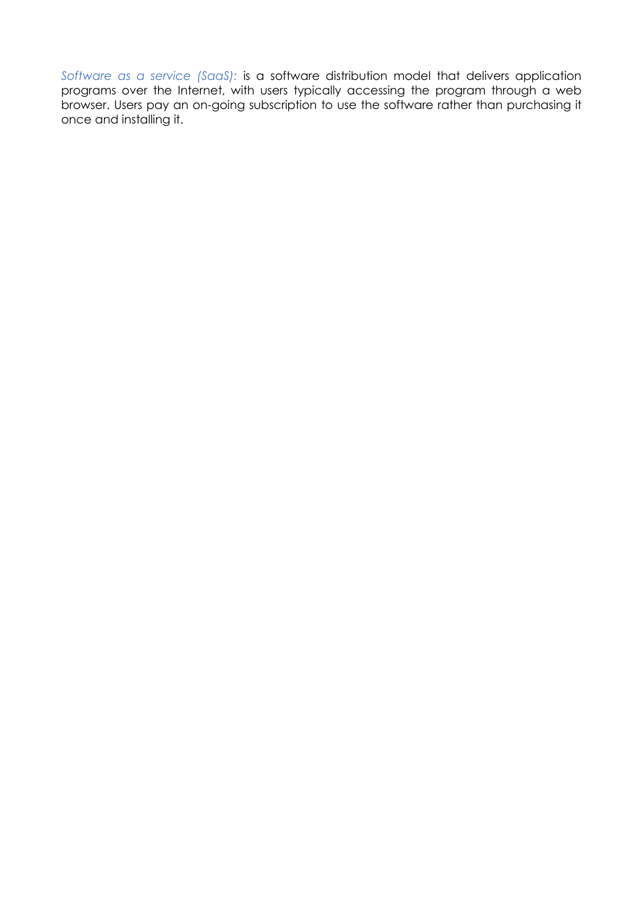*Software as a service (SaaS):* is a software distribution model that delivers application programs over the Internet, with users typically accessing the program through a web browser. Users pay an on-going subscription to use the software rather than purchasing it once and installing it.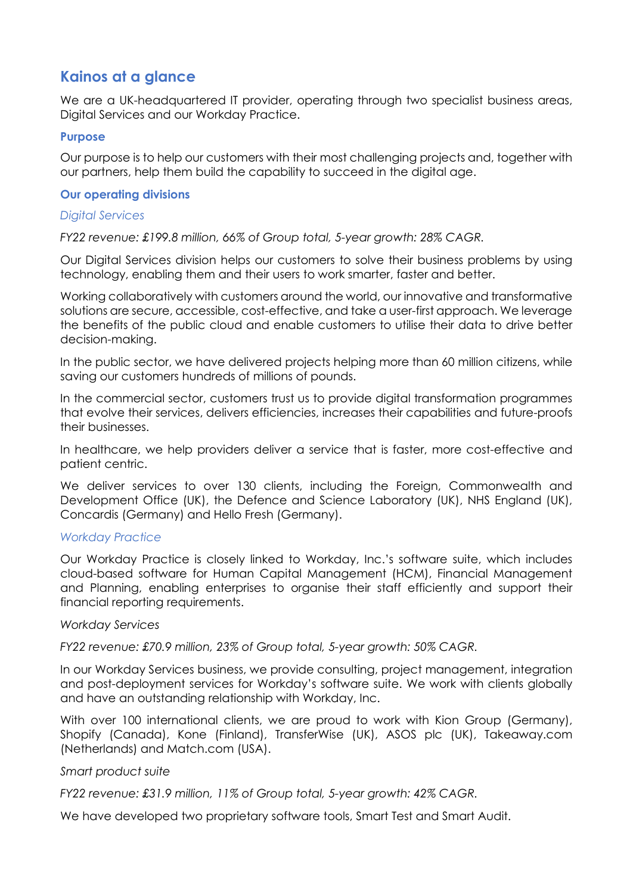## Kainos at a glance

We are a UK-headquartered IT provider, operating through two specialist business areas, Digital Services and our Workday Practice.

### Purpose

Our purpose is to help our customers with their most challenging projects and, together with our partners, help them build the capability to succeed in the digital age.

### Our operating divisions

#### *Digital Services*

*FY22 revenue: £199.8 million, 66% of Group total, 5-year growth: 28% CAGR.*

Our Digital Services division helps our customers to solve their business problems by using technology, enabling them and their users to work smarter, faster and better.

Working collaboratively with customers around the world, our innovative and transformative solutions are secure, accessible, cost-effective, and take a user-first approach. We leverage the benefits of the public cloud and enable customers to utilise their data to drive better decision-making.

In the public sector, we have delivered projects helping more than 60 million citizens, while saving our customers hundreds of millions of pounds.

In the commercial sector, customers trust us to provide digital transformation programmes that evolve their services, delivers efficiencies, increases their capabilities and future-proofs their businesses.

In healthcare, we help providers deliver a service that is faster, more cost-effective and patient centric.

We deliver services to over 130 clients, including the Foreign, Commonwealth and Development Office (UK), the Defence and Science Laboratory (UK), NHS England (UK), Concardis (Germany) and Hello Fresh (Germany).

#### *Workday Practice*

Our Workday Practice is closely linked to Workday, Inc.'s software suite, which includes cloud-based software for Human Capital Management (HCM), Financial Management and Planning, enabling enterprises to organise their staff efficiently and support their financial reporting requirements.

*Workday Services*

*FY22 revenue: £70.9 million, 23% of Group total, 5-year growth: 50% CAGR.*

In our Workday Services business, we provide consulting, project management, integration and post-deployment services for Workday's software suite. We work with clients globally and have an outstanding relationship with Workday, Inc.

With over 100 international clients, we are proud to work with Kion Group (Germany), Shopify (Canada), Kone (Finland), TransferWise (UK), ASOS plc (UK), Takeaway.com (Netherlands) and Match.com (USA).

*Smart product suite*

*FY22 revenue: £31.9 million, 11% of Group total, 5-year growth: 42% CAGR.*

We have developed two proprietary software tools, Smart Test and Smart Audit.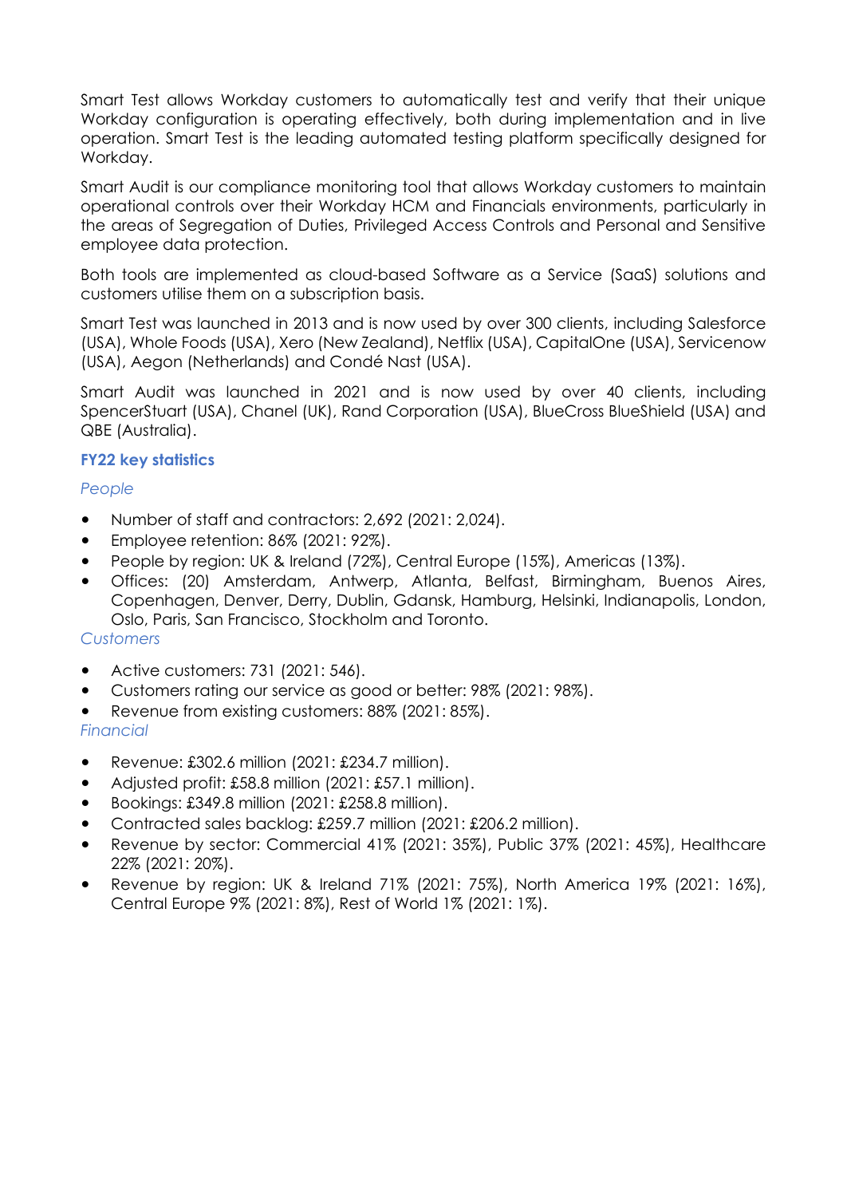Smart Test allows Workday customers to automatically test and verify that their unique Workday configuration is operating effectively, both during implementation and in live operation. Smart Test is the leading automated testing platform specifically designed for Workday.

Smart Audit is our compliance monitoring tool that allows Workday customers to maintain operational controls over their Workday HCM and Financials environments, particularly in the areas of Segregation of Duties, Privileged Access Controls and Personal and Sensitive employee data protection.

Both tools are implemented as cloud-based Software as a Service (SaaS) solutions and customers utilise them on a subscription basis.

Smart Test was launched in 2013 and is now used by over 300 clients, including Salesforce (USA), Whole Foods (USA), Xero (New Zealand), Netflix (USA), CapitalOne (USA), Servicenow (USA), Aegon (Netherlands) and Condé Nast (USA).

Smart Audit was launched in 2021 and is now used by over 40 clients, including SpencerStuart (USA), Chanel (UK), Rand Corporation (USA), BlueCross BlueShield (USA) and QBE (Australia).

### FY22 key statistics

*People*

- Number of staff and contractors: 2,692 (2021: 2,024).
- Employee retention: 86% (2021: 92%).
- People by region: UK & Ireland (72%), Central Europe (15%), Americas (13%).
- Offices: (20) Amsterdam, Antwerp, Atlanta, Belfast, Birmingham, Buenos Aires, Copenhagen, Denver, Derry, Dublin, Gdansk, Hamburg, Helsinki, Indianapolis, London, Oslo, Paris, San Francisco, Stockholm and Toronto.

*Customers*

- Active customers: 731 (2021: 546).
- Customers rating our service as good or better: 98% (2021: 98%).
- Revenue from existing customers: 88% (2021: 85%).

*Financial*

- Revenue: £302.6 million (2021: £234.7 million).
- Adjusted profit: £58.8 million (2021: £57.1 million).
- Bookings: £349.8 million (2021: £258.8 million).
- Contracted sales backlog: £259.7 million (2021: £206.2 million).
- Revenue by sector: Commercial 41% (2021: 35%), Public 37% (2021: 45%), Healthcare 22% (2021: 20%).
- Revenue by region: UK & Ireland 71% (2021: 75%), North America 19% (2021: 16%), Central Europe 9% (2021: 8%), Rest of World 1% (2021: 1%).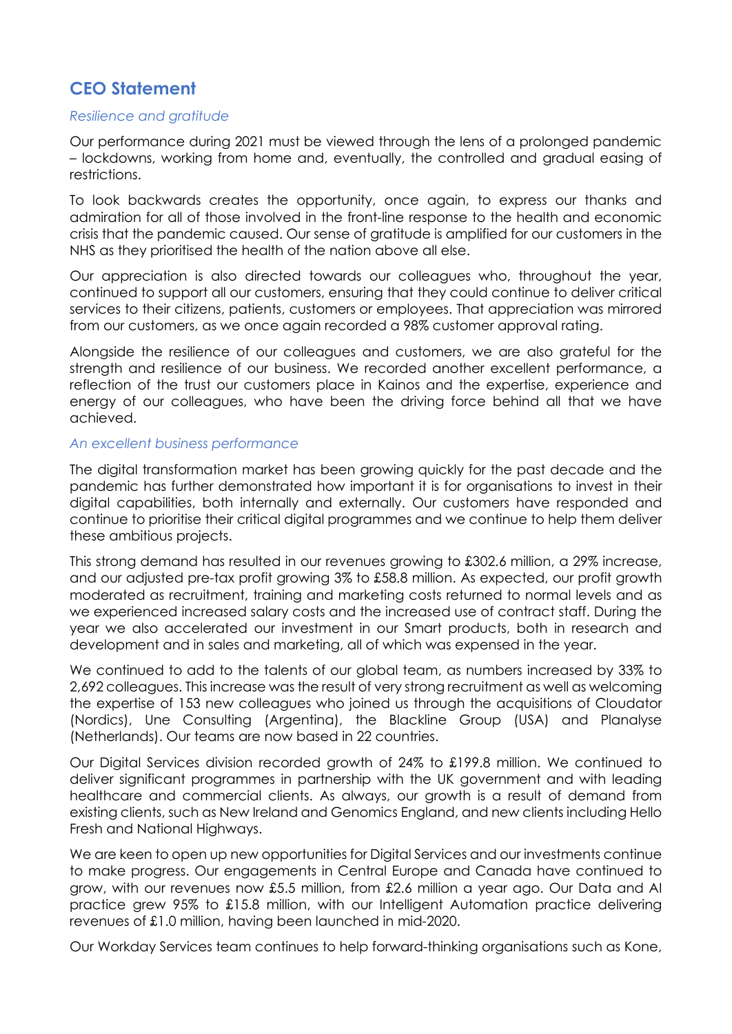## CEO Statement

*Resilience and gratitude*

Our performance during 2021 must be viewed through the lens of a prolonged pandemic – lockdowns, working from home and, eventually, the controlled and gradual easing of restrictions.

To look backwards creates the opportunity, once again, to express our thanks and admiration for all of those involved in the front-line response to the health and economic crisis that the pandemic caused. Our sense of gratitude is amplified for our customers in the NHS as they prioritised the health of the nation above all else.

Our appreciation is also directed towards our colleagues who, throughout the year, continued to support all our customers, ensuring that they could continue to deliver critical services to their citizens, patients, customers or employees. That appreciation was mirrored from our customers, as we once again recorded a 98% customer approval rating.

Alongside the resilience of our colleagues and customers, we are also grateful for the strength and resilience of our business. We recorded another excellent performance, a reflection of the trust our customers place in Kainos and the expertise, experience and energy of our colleagues, who have been the driving force behind all that we have achieved.

*An excellent business performance*

The digital transformation market has been growing quickly for the past decade and the pandemic has further demonstrated how important it is for organisations to invest in their digital capabilities, both internally and externally. Our customers have responded and continue to prioritise their critical digital programmes and we continue to help them deliver these ambitious projects.

This strong demand has resulted in our revenues growing to £302.6 million, a 29% increase, and our adjusted pre-tax profit growing 3% to £58.8 million. As expected, our profit growth moderated as recruitment, training and marketing costs returned to normal levels and as we experienced increased salary costs and the increased use of contract staff. During the year we also accelerated our investment in our Smart products, both in research and development and in sales and marketing, all of which was expensed in the year.

We continued to add to the talents of our global team, as numbers increased by 33% to 2,692 colleagues. This increase was the result of very strong recruitment as well as welcoming the expertise of 153 new colleagues who joined us through the acquisitions of Cloudator (Nordics), Une Consulting (Argentina), the Blackline Group (USA) and Planalyse (Netherlands). Our teams are now based in 22 countries.

Our Digital Services division recorded growth of 24% to £199.8 million. We continued to deliver significant programmes in partnership with the UK government and with leading healthcare and commercial clients. As always, our growth is a result of demand from existing clients, such as New Ireland and Genomics England, and new clients including Hello Fresh and National Highways.

We are keen to open up new opportunities for Digital Services and our investments continue to make progress. Our engagements in Central Europe and Canada have continued to grow, with our revenues now £5.5 million, from £2.6 million a year ago. Our Data and AI practice grew 95% to £15.8 million, with our Intelligent Automation practice delivering revenues of £1.0 million, having been launched in mid-2020.

Our Workday Services team continues to help forward-thinking organisations such as Kone,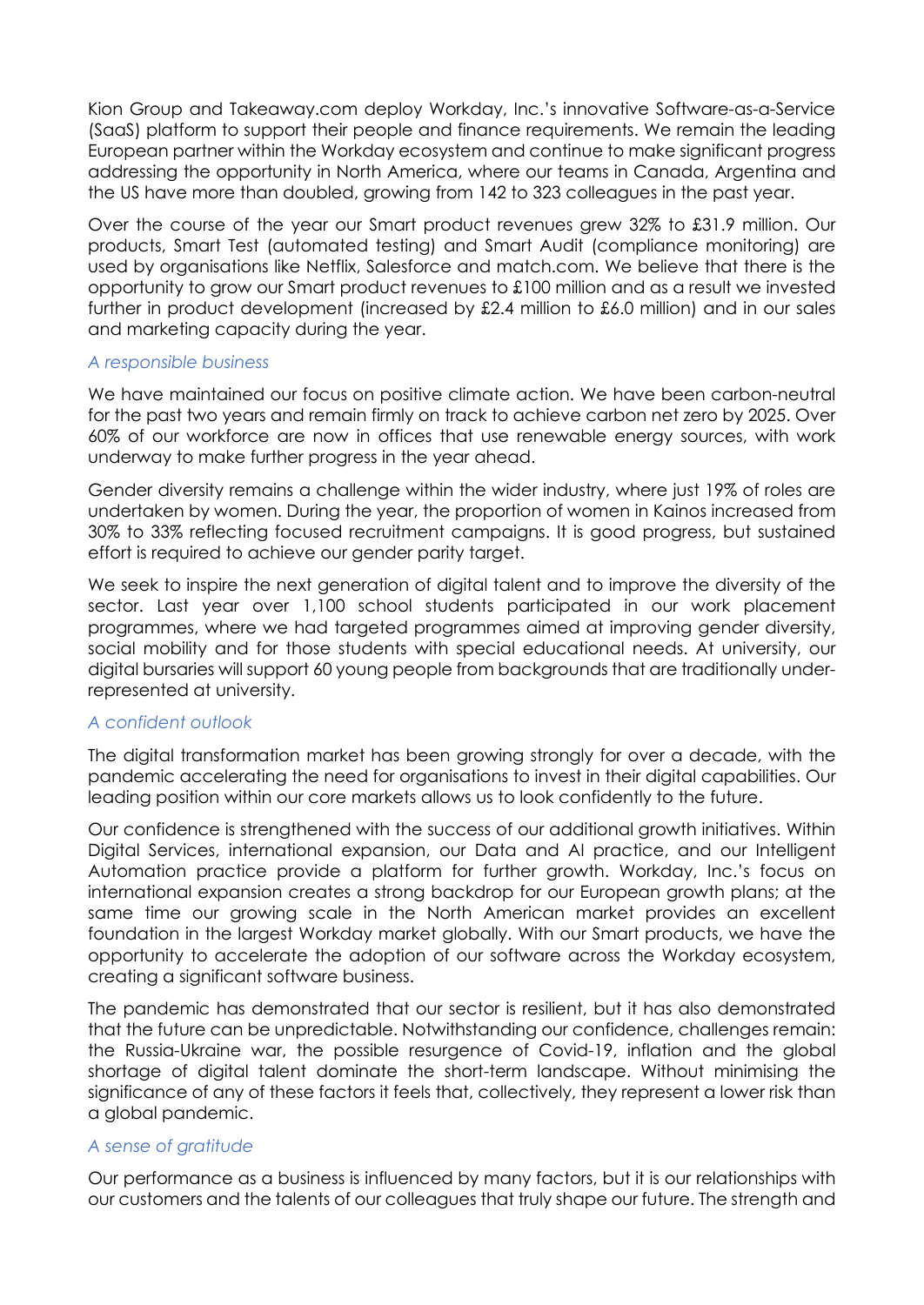Kion Group and Takeaway.com deploy Workday, Inc.'s innovative Software-as-a-Service (SaaS) platform to support their people and finance requirements. We remain the leading European partner within the Workday ecosystem and continue to make significant progress addressing the opportunity in North America, where our teams in Canada, Argentina and the US have more than doubled, growing from 142 to 323 colleagues in the past year.

Over the course of the year our Smart product revenues grew 32% to £31.9 million. Our products, Smart Test (automated testing) and Smart Audit (compliance monitoring) are used by organisations like Netflix, Salesforce and match.com. We believe that there is the opportunity to grow our Smart product revenues to £100 million and as a result we invested further in product development (increased by £2.4 million to £6.0 million) and in our sales and marketing capacity during the year.

### *A responsible business*

We have maintained our focus on positive climate action. We have been carbon-neutral for the past two years and remain firmly on track to achieve carbon net zero by 2025. Over 60% of our workforce are now in offices that use renewable energy sources, with work underway to make further progress in the year ahead.

Gender diversity remains a challenge within the wider industry, where just 19% of roles are undertaken by women. During the year, the proportion of women in Kainos increased from 30% to 33% reflecting focused recruitment campaigns. It is good progress, but sustained effort is required to achieve our gender parity target.

We seek to inspire the next generation of digital talent and to improve the diversity of the sector. Last year over 1,100 school students participated in our work placement programmes, where we had targeted programmes aimed at improving gender diversity, social mobility and for those students with special educational needs. At university, our digital bursaries will support 60 young people from backgrounds that are traditionally under-represented at university.

### *A confident outlook*

The digital transformation market has been growing strongly for over a decade, with the pandemic accelerating the need for organisations to invest in their digital capabilities. Our leading position within our core markets allows us to look confidently to the future.

Our confidence is strengthened with the success of our additional growth initiatives. Within Digital Services, international expansion, our Data and AI practice, and our Intelligent Automation practice provide a platform for further growth. Workday, Inc.'s focus on international expansion creates a strong backdrop for our European growth plans; at the same time our growing scale in the North American market provides an excellent foundation in the largest Workday market globally. With our Smart products, we have the opportunity to accelerate the adoption of our software across the Workday ecosystem, creating a significant software business.

The pandemic has demonstrated that our sector is resilient, but it has also demonstrated that the future can be unpredictable. Notwithstanding our confidence, challenges remain: the Russia-Ukraine war, the possible resurgence of Covid-19, inflation and the global shortage of digital talent dominate the short-term landscape. Without minimising the significance of any of these factors it feels that, collectively, they represent a lower risk than a global pandemic.

### *A sense of gratitude*

Our performance as a business is influenced by many factors, but it is our relationships with our customers and the talents of our colleagues that truly shape our future. The strength and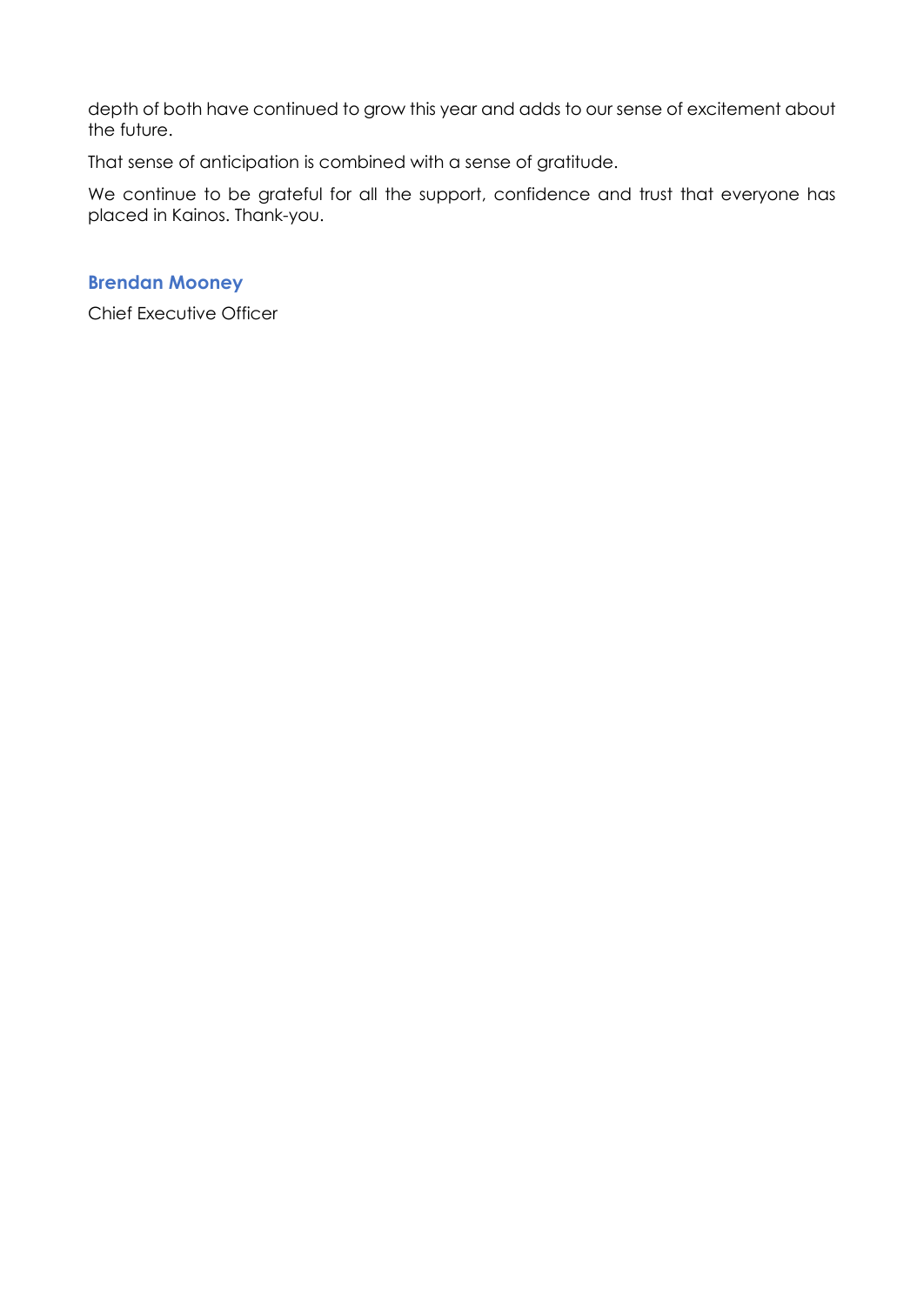depth of both have continued to grow this year and adds to our sense of excitement about the future.

That sense of anticipation is combined with a sense of gratitude.

We continue to be grateful for all the support, confidence and trust that everyone has placed in Kainos. Thank-you.

**Brendan Mooney**

Chief Executive Officer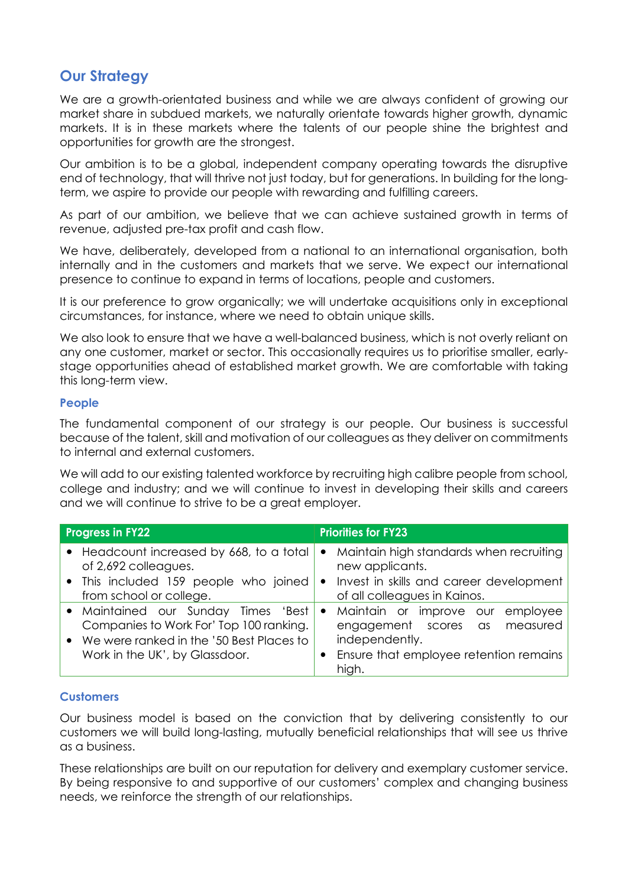## Our Strategy

We are a growth-orientated business and while we are always confident of growing our market share in subdued markets, we naturally orientate towards higher growth, dynamic markets. It is in these markets where the talents of our people shine the brightest and opportunities for growth are the strongest.

Our ambition is to be a global, independent company operating towards the disruptive end of technology, that will thrive not just today, but for generations. In building for the long-term, we aspire to provide our people with rewarding and fulfilling careers.

As part of our ambition, we believe that we can achieve sustained growth in terms of revenue, adjusted pre-tax profit and cash flow.

We have, deliberately, developed from a national to an international organisation, both internally and in the customers and markets that we serve. We expect our international presence to continue to expand in terms of locations, people and customers.

It is our preference to grow organically; we will undertake acquisitions only in exceptional circumstances, for instance, where we need to obtain unique skills.

We also look to ensure that we have a well-balanced business, which is not overly reliant on any one customer, market or sector. This occasionally requires us to prioritise smaller, early-stage opportunities ahead of established market growth. We are comfortable with taking this long-term view.

### People

The fundamental component of our strategy is our people. Our business is successful because of the talent, skill and motivation of our colleagues as they deliver on commitments to internal and external customers.

We will add to our existing talented workforce by recruiting high calibre people from school, college and industry; and we will continue to invest in developing their skills and careers and we will continue to strive to be a great employer.

| Progress in FY22 | Priorities for FY23 |
|---|---|
| • Headcount increased by 668, to a total of 2,692 colleagues.<br>• This included 159 people who joined from school or college. | • Maintain high standards when recruiting new applicants.<br>• Invest in skills and career development of all colleagues in Kainos. |
| • Maintained our Sunday Times 'Best Companies to Work For' Top 100 ranking.<br>• We were ranked in the '50 Best Places to Work in the UK', by Glassdoor. | • Maintain or improve our employee engagement scores as measured independently.<br>• Ensure that employee retention remains high. |

### Customers

Our business model is based on the conviction that by delivering consistently to our customers we will build long-lasting, mutually beneficial relationships that will see us thrive as a business.

These relationships are built on our reputation for delivery and exemplary customer service. By being responsive to and supportive of our customers' complex and changing business needs, we reinforce the strength of our relationships.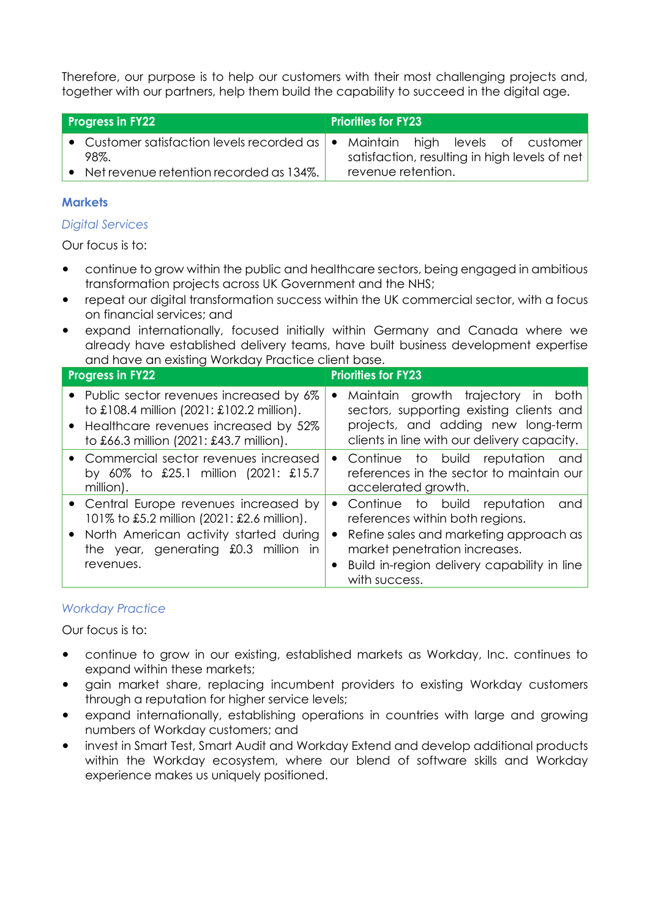Therefore, our purpose is to help our customers with their most challenging projects and, together with our partners, help them build the capability to succeed in the digital age.

| Progress in FY22 | Priorities for FY23 |
| --- | --- |
| • Customer satisfaction levels recorded as 98%.<br>• Net revenue retention recorded as 134%. | • Maintain high levels of customer satisfaction, resulting in high levels of net revenue retention. |

### Markets

*Digital Services*

Our focus is to:

- continue to grow within the public and healthcare sectors, being engaged in ambitious transformation projects across UK Government and the NHS;
- repeat our digital transformation success within the UK commercial sector, with a focus on financial services; and
- expand internationally, focused initially within Germany and Canada where we already have established delivery teams, have built business development expertise and have an existing Workday Practice client base.

| Progress in FY22 | Priorities for FY23 |
| --- | --- |
| • Public sector revenues increased by 6% to £108.4 million (2021: £102.2 million).<br>• Healthcare revenues increased by 52% to £66.3 million (2021: £43.7 million). | • Maintain growth trajectory in both sectors, supporting existing clients and projects, and adding new long-term clients in line with our delivery capacity. |
| • Commercial sector revenues increased by 60% to £25.1 million (2021: £15.7 million). | • Continue to build reputation and references in the sector to maintain our accelerated growth. |
| • Central Europe revenues increased by 101% to £5.2 million (2021: £2.6 million).<br>• North American activity started during the year, generating £0.3 million in revenues. | • Continue to build reputation and references within both regions.<br>• Refine sales and marketing approach as market penetration increases.<br>• Build in-region delivery capability in line with success. |

*Workday Practice*

Our focus is to:

- continue to grow in our existing, established markets as Workday, Inc. continues to expand within these markets;
- gain market share, replacing incumbent providers to existing Workday customers through a reputation for higher service levels;
- expand internationally, establishing operations in countries with large and growing numbers of Workday customers; and
- invest in Smart Test, Smart Audit and Workday Extend and develop additional products within the Workday ecosystem, where our blend of software skills and Workday experience makes us uniquely positioned.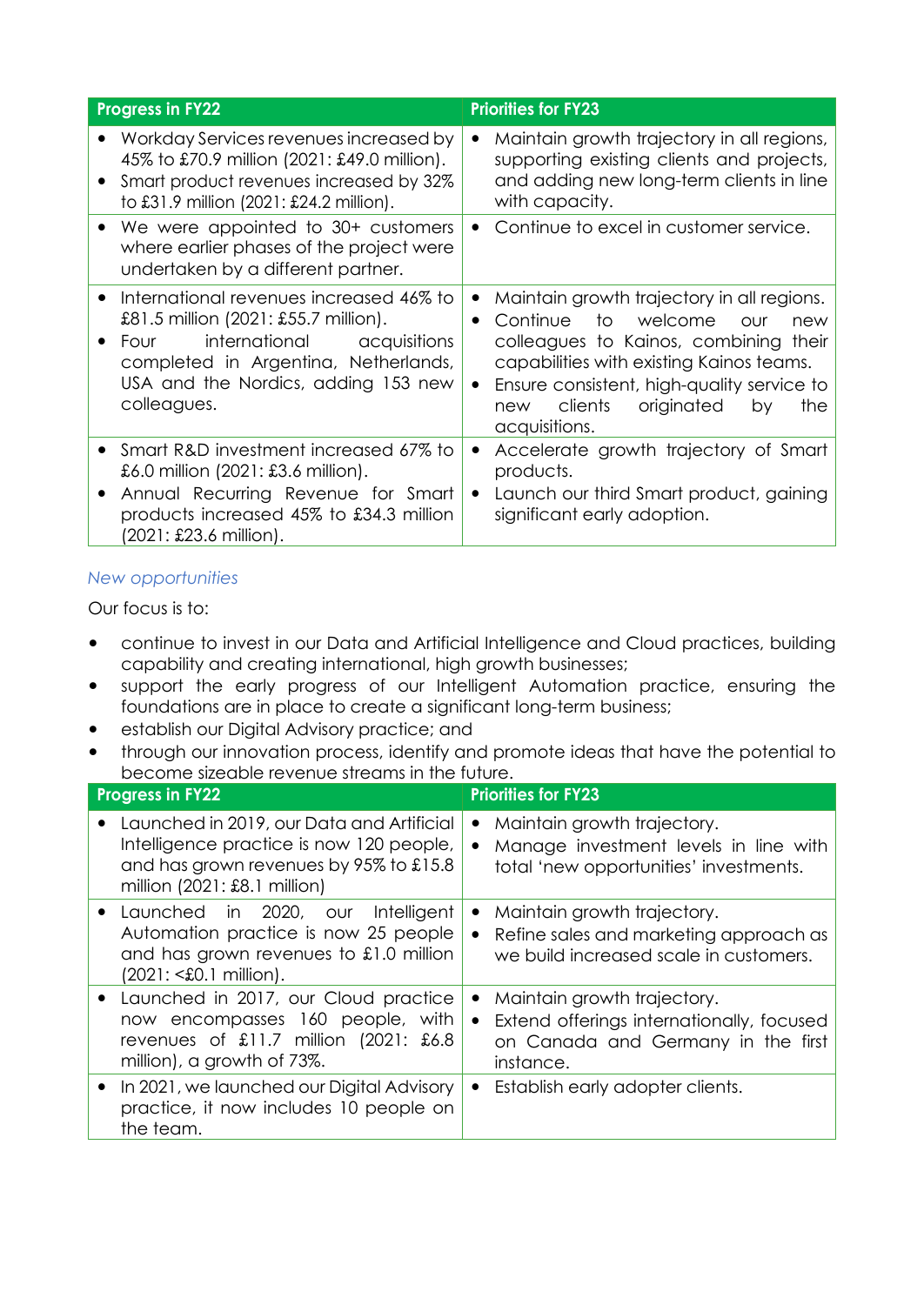| Progress in FY22 | Priorities for FY23 |
|---|---|
| • Workday Services revenues increased by 45% to £70.9 million (2021: £49.0 million).<br>• Smart product revenues increased by 32% to £31.9 million (2021: £24.2 million). | • Maintain growth trajectory in all regions, supporting existing clients and projects, and adding new long-term clients in line with capacity. |
| • We were appointed to 30+ customers where earlier phases of the project were undertaken by a different partner. | • Continue to excel in customer service. |
| • International revenues increased 46% to £81.5 million (2021: £55.7 million).<br>• Four international acquisitions completed in Argentina, Netherlands, USA and the Nordics, adding 153 new colleagues. | • Maintain growth trajectory in all regions.<br>• Continue to welcome our new colleagues to Kainos, combining their capabilities with existing Kainos teams.<br>• Ensure consistent, high-quality service to new clients originated by the acquisitions. |
| • Smart R&D investment increased 67% to £6.0 million (2021: £3.6 million).<br>• Annual Recurring Revenue for Smart products increased 45% to £34.3 million (2021: £23.6 million). | • Accelerate growth trajectory of Smart products.<br>• Launch our third Smart product, gaining significant early adoption. |

*New opportunities*

Our focus is to:

- continue to invest in our Data and Artificial Intelligence and Cloud practices, building capability and creating international, high growth businesses;
- support the early progress of our Intelligent Automation practice, ensuring the foundations are in place to create a significant long-term business;
- establish our Digital Advisory practice; and
- through our innovation process, identify and promote ideas that have the potential to become sizeable revenue streams in the future.

| Progress in FY22 | Priorities for FY23 |
|---|---|
| • Launched in 2019, our Data and Artificial Intelligence practice is now 120 people, and has grown revenues by 95% to £15.8 million (2021: £8.1 million) | • Maintain growth trajectory.<br>• Manage investment levels in line with total 'new opportunities' investments. |
| • Launched in 2020, our Intelligent Automation practice is now 25 people and has grown revenues to £1.0 million (2021: <£0.1 million). | • Maintain growth trajectory.<br>• Refine sales and marketing approach as we build increased scale in customers. |
| • Launched in 2017, our Cloud practice now encompasses 160 people, with revenues of £11.7 million (2021: £6.8 million), a growth of 73%. | • Maintain growth trajectory.<br>• Extend offerings internationally, focused on Canada and Germany in the first instance. |
| • In 2021, we launched our Digital Advisory practice, it now includes 10 people on the team. | • Establish early adopter clients. |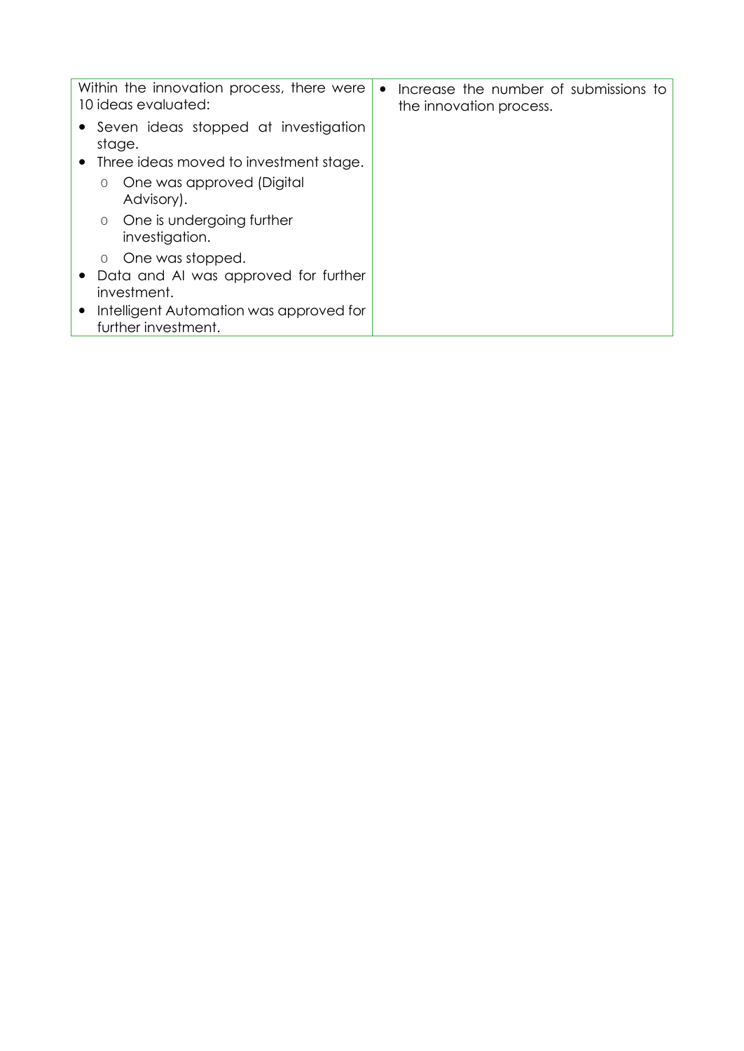| | |
|---|---|
| Within the innovation process, there were 10 ideas evaluated:<br>• Seven ideas stopped at investigation stage.<br>• Three ideas moved to investment stage.<br>  ○ One was approved (Digital Advisory).<br>  ○ One is undergoing further investigation.<br>  ○ One was stopped.<br>• Data and AI was approved for further investment.<br>• Intelligent Automation was approved for further investment. | • Increase the number of submissions to the innovation process. |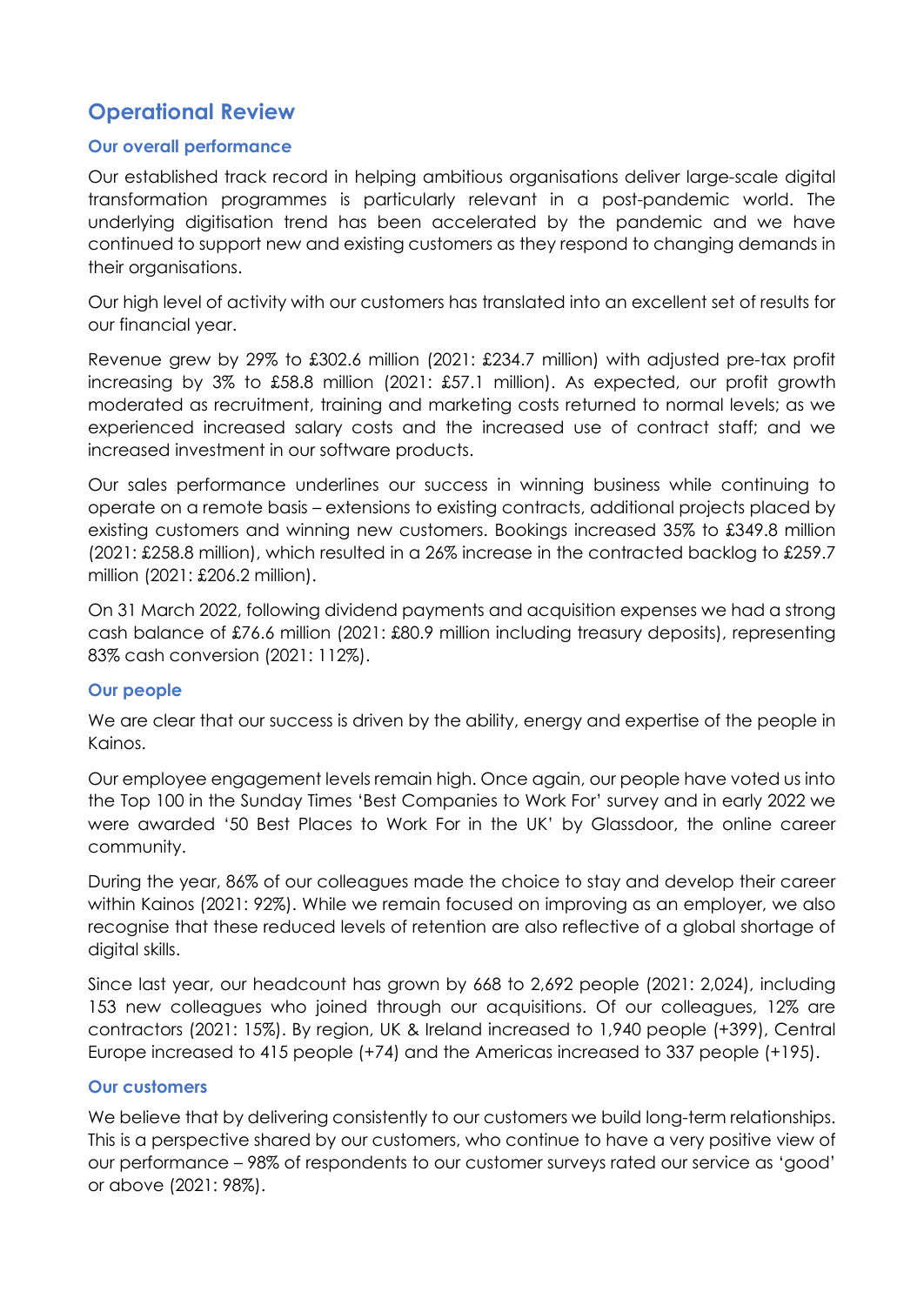# Operational Review

## Our overall performance

Our established track record in helping ambitious organisations deliver large-scale digital transformation programmes is particularly relevant in a post-pandemic world. The underlying digitisation trend has been accelerated by the pandemic and we have continued to support new and existing customers as they respond to changing demands in their organisations.

Our high level of activity with our customers has translated into an excellent set of results for our financial year.

Revenue grew by 29% to £302.6 million (2021: £234.7 million) with adjusted pre-tax profit increasing by 3% to £58.8 million (2021: £57.1 million). As expected, our profit growth moderated as recruitment, training and marketing costs returned to normal levels; as we experienced increased salary costs and the increased use of contract staff; and we increased investment in our software products.

Our sales performance underlines our success in winning business while continuing to operate on a remote basis – extensions to existing contracts, additional projects placed by existing customers and winning new customers. Bookings increased 35% to £349.8 million (2021: £258.8 million), which resulted in a 26% increase in the contracted backlog to £259.7 million (2021: £206.2 million).

On 31 March 2022, following dividend payments and acquisition expenses we had a strong cash balance of £76.6 million (2021: £80.9 million including treasury deposits), representing 83% cash conversion (2021: 112%).

## Our people

We are clear that our success is driven by the ability, energy and expertise of the people in Kainos.

Our employee engagement levels remain high. Once again, our people have voted us into the Top 100 in the Sunday Times 'Best Companies to Work For' survey and in early 2022 we were awarded '50 Best Places to Work For in the UK' by Glassdoor, the online career community.

During the year, 86% of our colleagues made the choice to stay and develop their career within Kainos (2021: 92%). While we remain focused on improving as an employer, we also recognise that these reduced levels of retention are also reflective of a global shortage of digital skills.

Since last year, our headcount has grown by 668 to 2,692 people (2021: 2,024), including 153 new colleagues who joined through our acquisitions. Of our colleagues, 12% are contractors (2021: 15%). By region, UK & Ireland increased to 1,940 people (+399), Central Europe increased to 415 people (+74) and the Americas increased to 337 people (+195).

## Our customers

We believe that by delivering consistently to our customers we build long-term relationships. This is a perspective shared by our customers, who continue to have a very positive view of our performance – 98% of respondents to our customer surveys rated our service as 'good' or above (2021: 98%).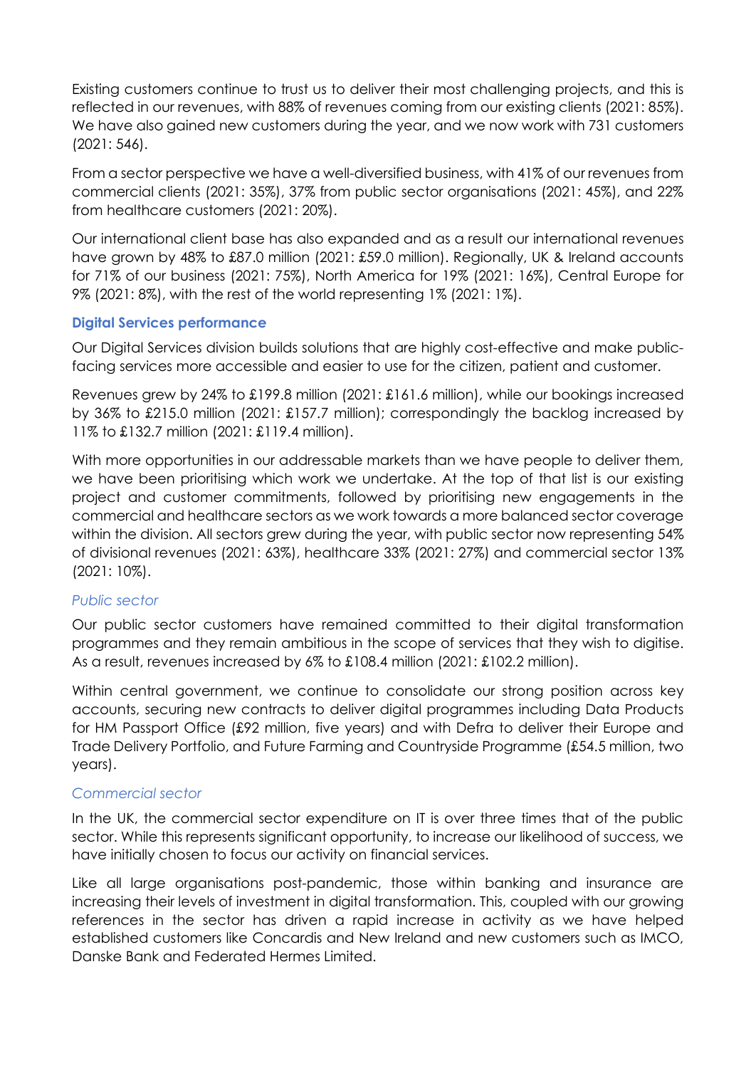Existing customers continue to trust us to deliver their most challenging projects, and this is reflected in our revenues, with 88% of revenues coming from our existing clients (2021: 85%). We have also gained new customers during the year, and we now work with 731 customers (2021: 546).

From a sector perspective we have a well-diversified business, with 41% of our revenues from commercial clients (2021: 35%), 37% from public sector organisations (2021: 45%), and 22% from healthcare customers (2021: 20%).

Our international client base has also expanded and as a result our international revenues have grown by 48% to £87.0 million (2021: £59.0 million). Regionally, UK & Ireland accounts for 71% of our business (2021: 75%), North America for 19% (2021: 16%), Central Europe for 9% (2021: 8%), with the rest of the world representing 1% (2021: 1%).

### Digital Services performance

Our Digital Services division builds solutions that are highly cost-effective and make public-facing services more accessible and easier to use for the citizen, patient and customer.

Revenues grew by 24% to £199.8 million (2021: £161.6 million), while our bookings increased by 36% to £215.0 million (2021: £157.7 million); correspondingly the backlog increased by 11% to £132.7 million (2021: £119.4 million).

With more opportunities in our addressable markets than we have people to deliver them, we have been prioritising which work we undertake. At the top of that list is our existing project and customer commitments, followed by prioritising new engagements in the commercial and healthcare sectors as we work towards a more balanced sector coverage within the division. All sectors grew during the year, with public sector now representing 54% of divisional revenues (2021: 63%), healthcare 33% (2021: 27%) and commercial sector 13% (2021: 10%).

#### *Public sector*

Our public sector customers have remained committed to their digital transformation programmes and they remain ambitious in the scope of services that they wish to digitise. As a result, revenues increased by 6% to £108.4 million (2021: £102.2 million).

Within central government, we continue to consolidate our strong position across key accounts, securing new contracts to deliver digital programmes including Data Products for HM Passport Office (£92 million, five years) and with Defra to deliver their Europe and Trade Delivery Portfolio, and Future Farming and Countryside Programme (£54.5 million, two years).

#### *Commercial sector*

In the UK, the commercial sector expenditure on IT is over three times that of the public sector. While this represents significant opportunity, to increase our likelihood of success, we have initially chosen to focus our activity on financial services.

Like all large organisations post-pandemic, those within banking and insurance are increasing their levels of investment in digital transformation. This, coupled with our growing references in the sector has driven a rapid increase in activity as we have helped established customers like Concardis and New Ireland and new customers such as IMCO, Danske Bank and Federated Hermes Limited.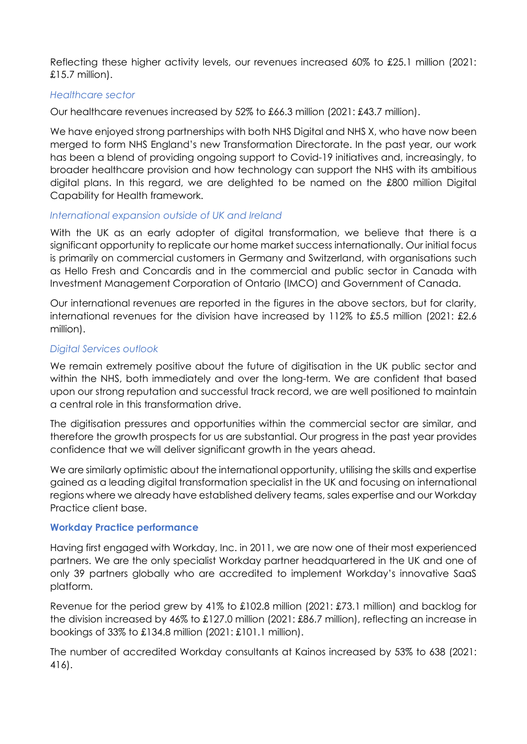Reflecting these higher activity levels, our revenues increased 60% to £25.1 million (2021: £15.7 million).

*Healthcare sector*

Our healthcare revenues increased by 52% to £66.3 million (2021: £43.7 million).

We have enjoyed strong partnerships with both NHS Digital and NHS X, who have now been merged to form NHS England's new Transformation Directorate. In the past year, our work has been a blend of providing ongoing support to Covid-19 initiatives and, increasingly, to broader healthcare provision and how technology can support the NHS with its ambitious digital plans. In this regard, we are delighted to be named on the £800 million Digital Capability for Health framework.

*International expansion outside of UK and Ireland*

With the UK as an early adopter of digital transformation, we believe that there is a significant opportunity to replicate our home market success internationally. Our initial focus is primarily on commercial customers in Germany and Switzerland, with organisations such as Hello Fresh and Concardis and in the commercial and public sector in Canada with Investment Management Corporation of Ontario (IMCO) and Government of Canada.

Our international revenues are reported in the figures in the above sectors, but for clarity, international revenues for the division have increased by 112% to £5.5 million (2021: £2.6 million).

*Digital Services outlook*

We remain extremely positive about the future of digitisation in the UK public sector and within the NHS, both immediately and over the long-term. We are confident that based upon our strong reputation and successful track record, we are well positioned to maintain a central role in this transformation drive.

The digitisation pressures and opportunities within the commercial sector are similar, and therefore the growth prospects for us are substantial. Our progress in the past year provides confidence that we will deliver significant growth in the years ahead.

We are similarly optimistic about the international opportunity, utilising the skills and expertise gained as a leading digital transformation specialist in the UK and focusing on international regions where we already have established delivery teams, sales expertise and our Workday Practice client base.

**Workday Practice performance**

Having first engaged with Workday, Inc. in 2011, we are now one of their most experienced partners. We are the only specialist Workday partner headquartered in the UK and one of only 39 partners globally who are accredited to implement Workday's innovative SaaS platform.

Revenue for the period grew by 41% to £102.8 million (2021: £73.1 million) and backlog for the division increased by 46% to £127.0 million (2021: £86.7 million), reflecting an increase in bookings of 33% to £134.8 million (2021: £101.1 million).

The number of accredited Workday consultants at Kainos increased by 53% to 638 (2021: 416).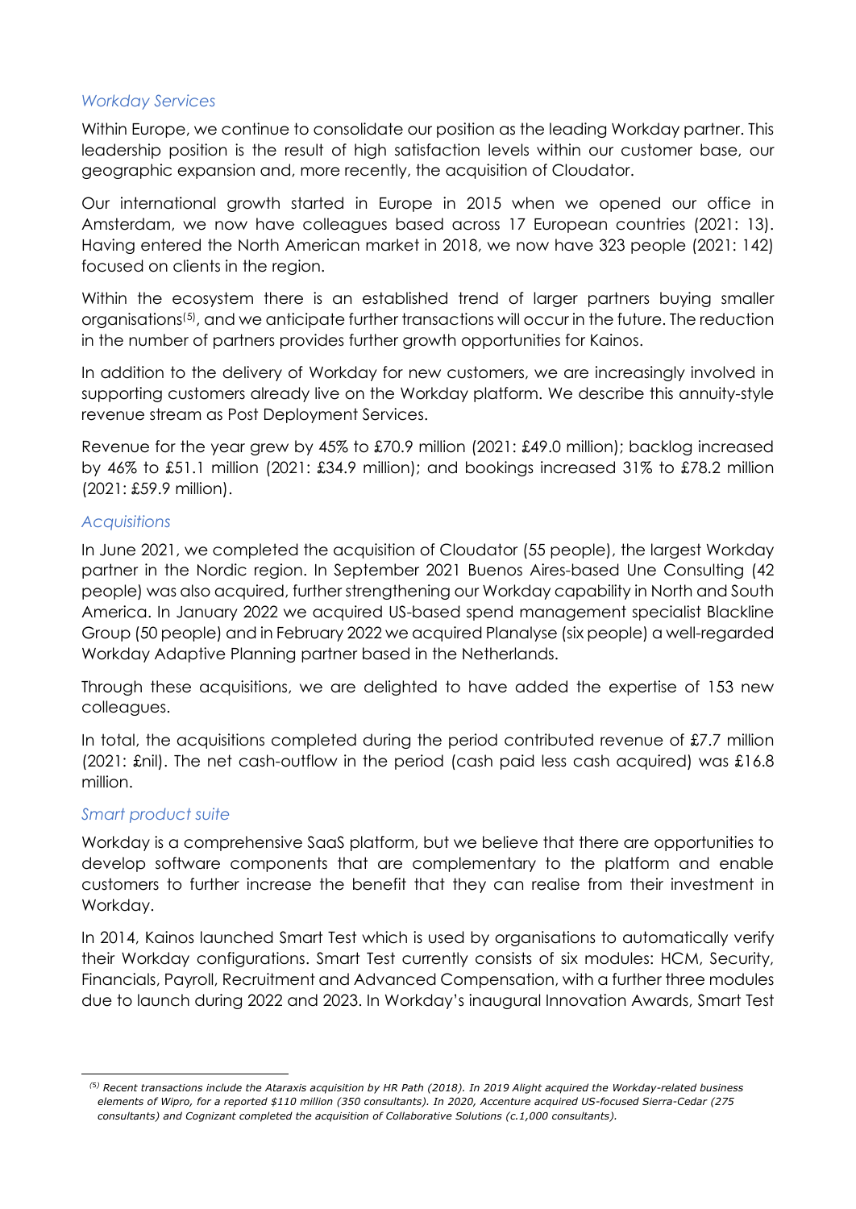### *Workday Services*

Within Europe, we continue to consolidate our position as the leading Workday partner. This leadership position is the result of high satisfaction levels within our customer base, our geographic expansion and, more recently, the acquisition of Cloudator.

Our international growth started in Europe in 2015 when we opened our office in Amsterdam, we now have colleagues based across 17 European countries (2021: 13). Having entered the North American market in 2018, we now have 323 people (2021: 142) focused on clients in the region.

Within the ecosystem there is an established trend of larger partners buying smaller organisations[(5)], and we anticipate further transactions will occur in the future. The reduction in the number of partners provides further growth opportunities for Kainos.

In addition to the delivery of Workday for new customers, we are increasingly involved in supporting customers already live on the Workday platform. We describe this annuity-style revenue stream as Post Deployment Services.

Revenue for the year grew by 45% to £70.9 million (2021: £49.0 million); backlog increased by 46% to £51.1 million (2021: £34.9 million); and bookings increased 31% to £78.2 million (2021: £59.9 million).

### *Acquisitions*

In June 2021, we completed the acquisition of Cloudator (55 people), the largest Workday partner in the Nordic region. In September 2021 Buenos Aires-based Une Consulting (42 people) was also acquired, further strengthening our Workday capability in North and South America. In January 2022 we acquired US-based spend management specialist Blackline Group (50 people) and in February 2022 we acquired Planalyse (six people) a well-regarded Workday Adaptive Planning partner based in the Netherlands.

Through these acquisitions, we are delighted to have added the expertise of 153 new colleagues.

In total, the acquisitions completed during the period contributed revenue of £7.7 million (2021: £nil). The net cash-outflow in the period (cash paid less cash acquired) was £16.8 million.

### *Smart product suite*

Workday is a comprehensive SaaS platform, but we believe that there are opportunities to develop software components that are complementary to the platform and enable customers to further increase the benefit that they can realise from their investment in Workday.

In 2014, Kainos launched Smart Test which is used by organisations to automatically verify their Workday configurations. Smart Test currently consists of six modules: HCM, Security, Financials, Payroll, Recruitment and Advanced Compensation, with a further three modules due to launch during 2022 and 2023. In Workday's inaugural Innovation Awards, Smart Test

---

*[(5)] Recent transactions include the Ataraxis acquisition by HR Path (2018). In 2019 Alight acquired the Workday-related business elements of Wipro, for a reported $110 million (350 consultants). In 2020, Accenture acquired US-focused Sierra-Cedar (275 consultants) and Cognizant completed the acquisition of Collaborative Solutions (c.1,000 consultants).*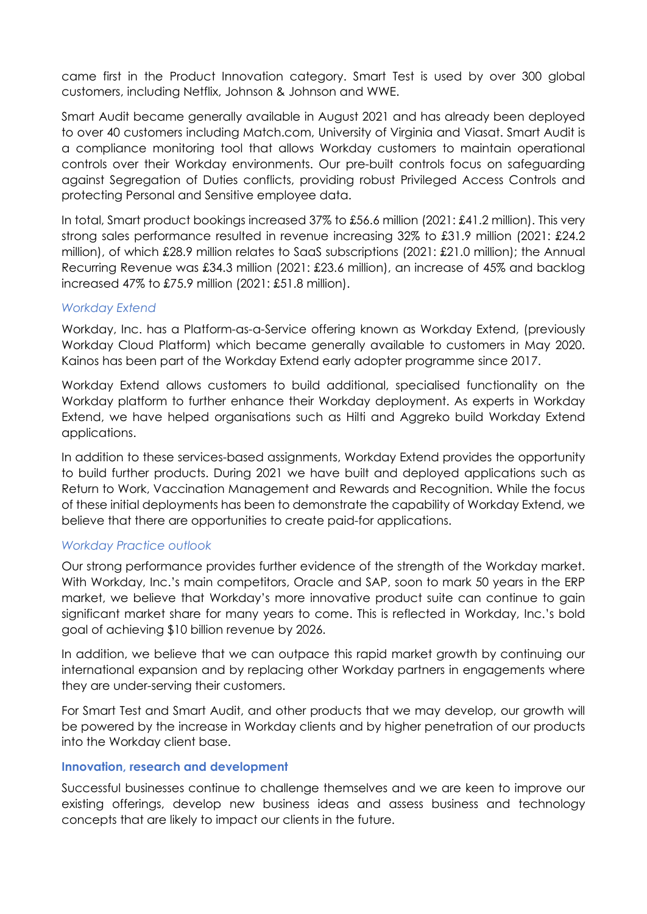came first in the Product Innovation category. Smart Test is used by over 300 global customers, including Netflix, Johnson & Johnson and WWE.

Smart Audit became generally available in August 2021 and has already been deployed to over 40 customers including Match.com, University of Virginia and Viasat. Smart Audit is a compliance monitoring tool that allows Workday customers to maintain operational controls over their Workday environments. Our pre-built controls focus on safeguarding against Segregation of Duties conflicts, providing robust Privileged Access Controls and protecting Personal and Sensitive employee data.

In total, Smart product bookings increased 37% to £56.6 million (2021: £41.2 million). This very strong sales performance resulted in revenue increasing 32% to £31.9 million (2021: £24.2 million), of which £28.9 million relates to SaaS subscriptions (2021: £21.0 million); the Annual Recurring Revenue was £34.3 million (2021: £23.6 million), an increase of 45% and backlog increased 47% to £75.9 million (2021: £51.8 million).

### *Workday Extend*

Workday, Inc. has a Platform-as-a-Service offering known as Workday Extend, (previously Workday Cloud Platform) which became generally available to customers in May 2020. Kainos has been part of the Workday Extend early adopter programme since 2017.

Workday Extend allows customers to build additional, specialised functionality on the Workday platform to further enhance their Workday deployment. As experts in Workday Extend, we have helped organisations such as Hilti and Aggreko build Workday Extend applications.

In addition to these services-based assignments, Workday Extend provides the opportunity to build further products. During 2021 we have built and deployed applications such as Return to Work, Vaccination Management and Rewards and Recognition. While the focus of these initial deployments has been to demonstrate the capability of Workday Extend, we believe that there are opportunities to create paid-for applications.

### *Workday Practice outlook*

Our strong performance provides further evidence of the strength of the Workday market. With Workday, Inc.'s main competitors, Oracle and SAP, soon to mark 50 years in the ERP market, we believe that Workday's more innovative product suite can continue to gain significant market share for many years to come. This is reflected in Workday, Inc.'s bold goal of achieving $10 billion revenue by 2026.

In addition, we believe that we can outpace this rapid market growth by continuing our international expansion and by replacing other Workday partners in engagements where they are under-serving their customers.

For Smart Test and Smart Audit, and other products that we may develop, our growth will be powered by the increase in Workday clients and by higher penetration of our products into the Workday client base.

## **Innovation, research and development**

Successful businesses continue to challenge themselves and we are keen to improve our existing offerings, develop new business ideas and assess business and technology concepts that are likely to impact our clients in the future.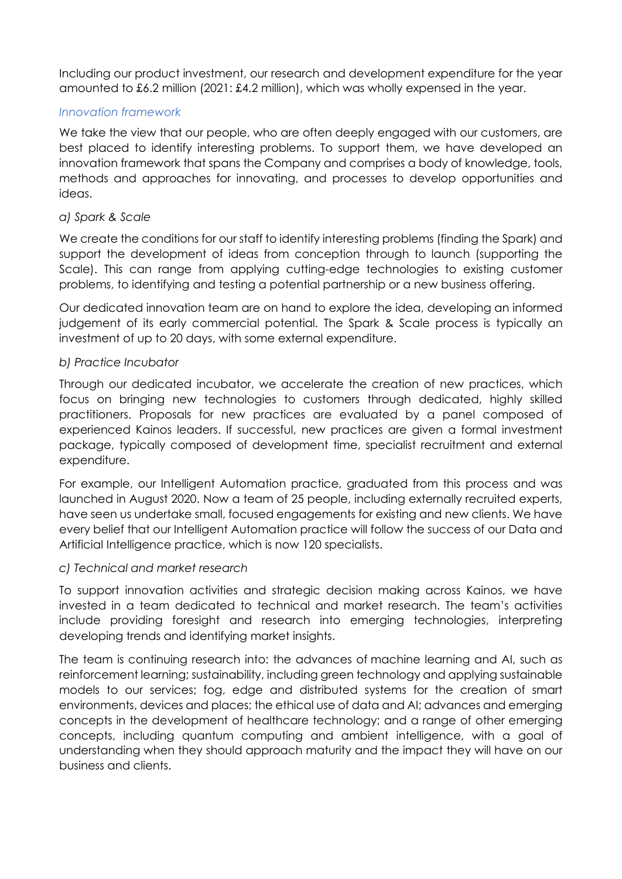Including our product investment, our research and development expenditure for the year amounted to £6.2 million (2021: £4.2 million), which was wholly expensed in the year.

*Innovation framework*

We take the view that our people, who are often deeply engaged with our customers, are best placed to identify interesting problems. To support them, we have developed an innovation framework that spans the Company and comprises a body of knowledge, tools, methods and approaches for innovating, and processes to develop opportunities and ideas.

*a) Spark & Scale*

We create the conditions for our staff to identify interesting problems (finding the Spark) and support the development of ideas from conception through to launch (supporting the Scale). This can range from applying cutting-edge technologies to existing customer problems, to identifying and testing a potential partnership or a new business offering.

Our dedicated innovation team are on hand to explore the idea, developing an informed judgement of its early commercial potential. The Spark & Scale process is typically an investment of up to 20 days, with some external expenditure.

*b) Practice Incubator*

Through our dedicated incubator, we accelerate the creation of new practices, which focus on bringing new technologies to customers through dedicated, highly skilled practitioners. Proposals for new practices are evaluated by a panel composed of experienced Kainos leaders. If successful, new practices are given a formal investment package, typically composed of development time, specialist recruitment and external expenditure.

For example, our Intelligent Automation practice, graduated from this process and was launched in August 2020. Now a team of 25 people, including externally recruited experts, have seen us undertake small, focused engagements for existing and new clients. We have every belief that our Intelligent Automation practice will follow the success of our Data and Artificial Intelligence practice, which is now 120 specialists.

*c) Technical and market research*

To support innovation activities and strategic decision making across Kainos, we have invested in a team dedicated to technical and market research. The team's activities include providing foresight and research into emerging technologies, interpreting developing trends and identifying market insights.

The team is continuing research into: the advances of machine learning and AI, such as reinforcement learning; sustainability, including green technology and applying sustainable models to our services; fog, edge and distributed systems for the creation of smart environments, devices and places; the ethical use of data and AI; advances and emerging concepts in the development of healthcare technology; and a range of other emerging concepts, including quantum computing and ambient intelligence, with a goal of understanding when they should approach maturity and the impact they will have on our business and clients.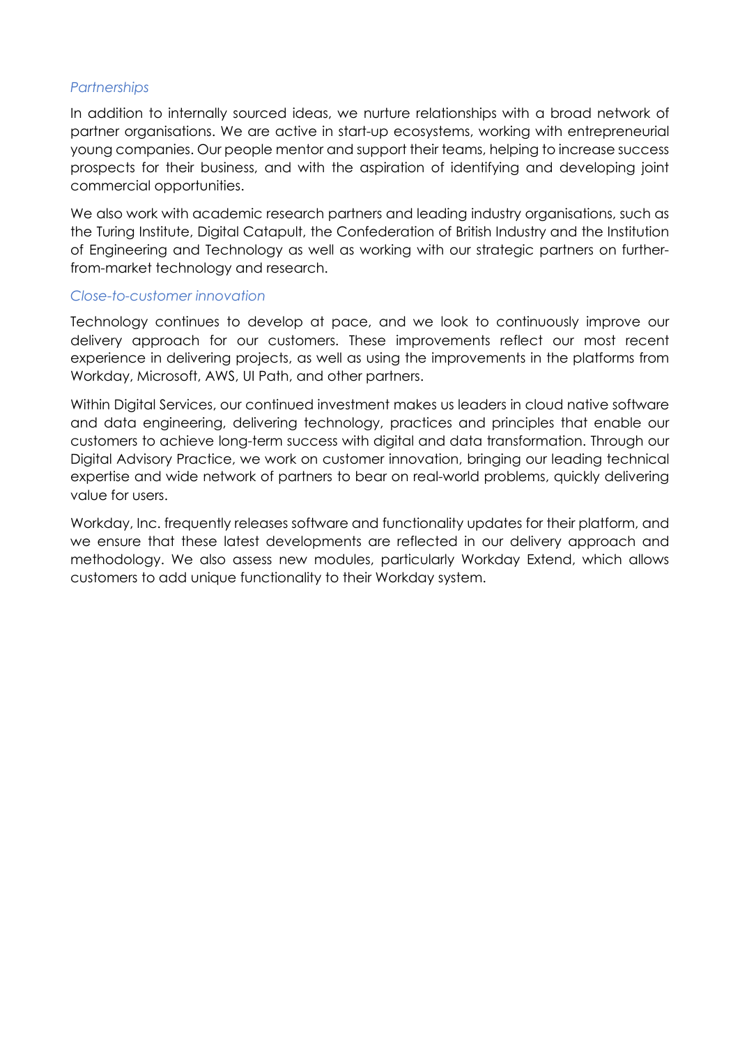*Partnerships*

In addition to internally sourced ideas, we nurture relationships with a broad network of partner organisations. We are active in start-up ecosystems, working with entrepreneurial young companies. Our people mentor and support their teams, helping to increase success prospects for their business, and with the aspiration of identifying and developing joint commercial opportunities.

We also work with academic research partners and leading industry organisations, such as the Turing Institute, Digital Catapult, the Confederation of British Industry and the Institution of Engineering and Technology as well as working with our strategic partners on further-from-market technology and research.

*Close-to-customer innovation*

Technology continues to develop at pace, and we look to continuously improve our delivery approach for our customers. These improvements reflect our most recent experience in delivering projects, as well as using the improvements in the platforms from Workday, Microsoft, AWS, UI Path, and other partners.

Within Digital Services, our continued investment makes us leaders in cloud native software and data engineering, delivering technology, practices and principles that enable our customers to achieve long-term success with digital and data transformation. Through our Digital Advisory Practice, we work on customer innovation, bringing our leading technical expertise and wide network of partners to bear on real-world problems, quickly delivering value for users.

Workday, Inc. frequently releases software and functionality updates for their platform, and we ensure that these latest developments are reflected in our delivery approach and methodology. We also assess new modules, particularly Workday Extend, which allows customers to add unique functionality to their Workday system.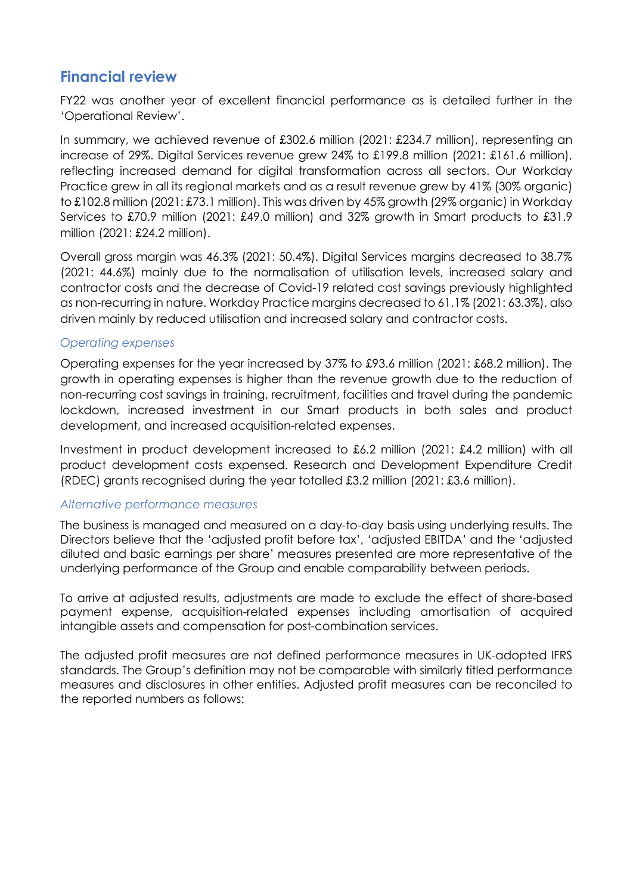## Financial review

FY22 was another year of excellent financial performance as is detailed further in the 'Operational Review'.

In summary, we achieved revenue of £302.6 million (2021: £234.7 million), representing an increase of 29%. Digital Services revenue grew 24% to £199.8 million (2021: £161.6 million), reflecting increased demand for digital transformation across all sectors. Our Workday Practice grew in all its regional markets and as a result revenue grew by 41% (30% organic) to £102.8 million (2021: £73.1 million). This was driven by 45% growth (29% organic) in Workday Services to £70.9 million (2021: £49.0 million) and 32% growth in Smart products to £31.9 million (2021: £24.2 million).

Overall gross margin was 46.3% (2021: 50.4%). Digital Services margins decreased to 38.7% (2021: 44.6%) mainly due to the normalisation of utilisation levels, increased salary and contractor costs and the decrease of Covid-19 related cost savings previously highlighted as non-recurring in nature. Workday Practice margins decreased to 61.1% (2021: 63.3%), also driven mainly by reduced utilisation and increased salary and contractor costs.

### *Operating expenses*

Operating expenses for the year increased by 37% to £93.6 million (2021: £68.2 million). The growth in operating expenses is higher than the revenue growth due to the reduction of non-recurring cost savings in training, recruitment, facilities and travel during the pandemic lockdown, increased investment in our Smart products in both sales and product development, and increased acquisition-related expenses.

Investment in product development increased to £6.2 million (2021: £4.2 million) with all product development costs expensed. Research and Development Expenditure Credit (RDEC) grants recognised during the year totalled £3.2 million (2021: £3.6 million).

### *Alternative performance measures*

The business is managed and measured on a day-to-day basis using underlying results. The Directors believe that the 'adjusted profit before tax', 'adjusted EBITDA' and the 'adjusted diluted and basic earnings per share' measures presented are more representative of the underlying performance of the Group and enable comparability between periods.

To arrive at adjusted results, adjustments are made to exclude the effect of share-based payment expense, acquisition-related expenses including amortisation of acquired intangible assets and compensation for post-combination services.

The adjusted profit measures are not defined performance measures in UK-adopted IFRS standards. The Group's definition may not be comparable with similarly titled performance measures and disclosures in other entities. Adjusted profit measures can be reconciled to the reported numbers as follows: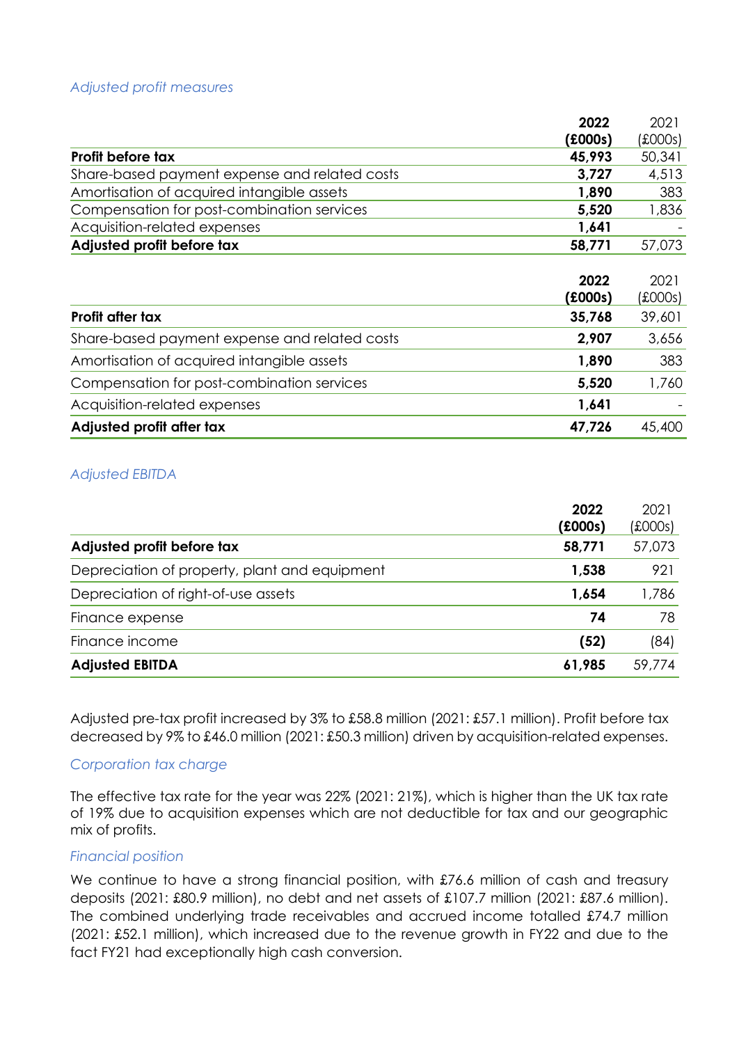*Adjusted profit measures*

| | **2022 (£000s)** | 2021 (£000s) |
|---|---|---|
| **Profit before tax** | **45,993** | 50,341 |
| Share-based payment expense and related costs | **3,727** | 4,513 |
| Amortisation of acquired intangible assets | **1,890** | 383 |
| Compensation for post-combination services | **5,520** | 1,836 |
| Acquisition-related expenses | **1,641** | - |
| **Adjusted profit before tax** | **58,771** | 57,073 |

| | **2022 (£000s)** | 2021 (£000s) |
|---|---|---|
| **Profit after tax** | **35,768** | 39,601 |
| Share-based payment expense and related costs | **2,907** | 3,656 |
| Amortisation of acquired intangible assets | **1,890** | 383 |
| Compensation for post-combination services | **5,520** | 1,760 |
| Acquisition-related expenses | **1,641** | - |
| **Adjusted profit after tax** | **47,726** | 45,400 |

*Adjusted EBITDA*

| | **2022 (£000s)** | 2021 (£000s) |
|---|---|---|
| **Adjusted profit before tax** | **58,771** | 57,073 |
| Depreciation of property, plant and equipment | **1,538** | 921 |
| Depreciation of right-of-use assets | **1,654** | 1,786 |
| Finance expense | **74** | 78 |
| Finance income | **(52)** | (84) |
| **Adjusted EBITDA** | **61,985** | 59,774 |

Adjusted pre-tax profit increased by 3% to £58.8 million (2021: £57.1 million). Profit before tax decreased by 9% to £46.0 million (2021: £50.3 million) driven by acquisition-related expenses.

*Corporation tax charge*

The effective tax rate for the year was 22% (2021: 21%), which is higher than the UK tax rate of 19% due to acquisition expenses which are not deductible for tax and our geographic mix of profits.

*Financial position*

We continue to have a strong financial position, with £76.6 million of cash and treasury deposits (2021: £80.9 million), no debt and net assets of £107.7 million (2021: £87.6 million). The combined underlying trade receivables and accrued income totalled £74.7 million (2021: £52.1 million), which increased due to the revenue growth in FY22 and due to the fact FY21 had exceptionally high cash conversion.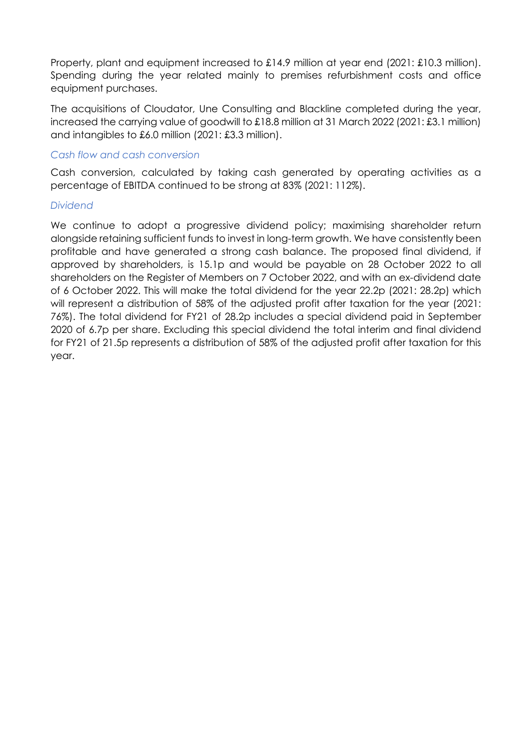Property, plant and equipment increased to £14.9 million at year end (2021: £10.3 million). Spending during the year related mainly to premises refurbishment costs and office equipment purchases.

The acquisitions of Cloudator, Une Consulting and Blackline completed during the year, increased the carrying value of goodwill to £18.8 million at 31 March 2022 (2021: £3.1 million) and intangibles to £6.0 million (2021: £3.3 million).

*Cash flow and cash conversion*

Cash conversion, calculated by taking cash generated by operating activities as a percentage of EBITDA continued to be strong at 83% (2021: 112%).

*Dividend*

We continue to adopt a progressive dividend policy; maximising shareholder return alongside retaining sufficient funds to invest in long-term growth. We have consistently been profitable and have generated a strong cash balance. The proposed final dividend, if approved by shareholders, is 15.1p and would be payable on 28 October 2022 to all shareholders on the Register of Members on 7 October 2022, and with an ex-dividend date of 6 October 2022. This will make the total dividend for the year 22.2p (2021: 28.2p) which will represent a distribution of 58% of the adjusted profit after taxation for the year (2021: 76%). The total dividend for FY21 of 28.2p includes a special dividend paid in September 2020 of 6.7p per share. Excluding this special dividend the total interim and final dividend for FY21 of 21.5p represents a distribution of 58% of the adjusted profit after taxation for this year.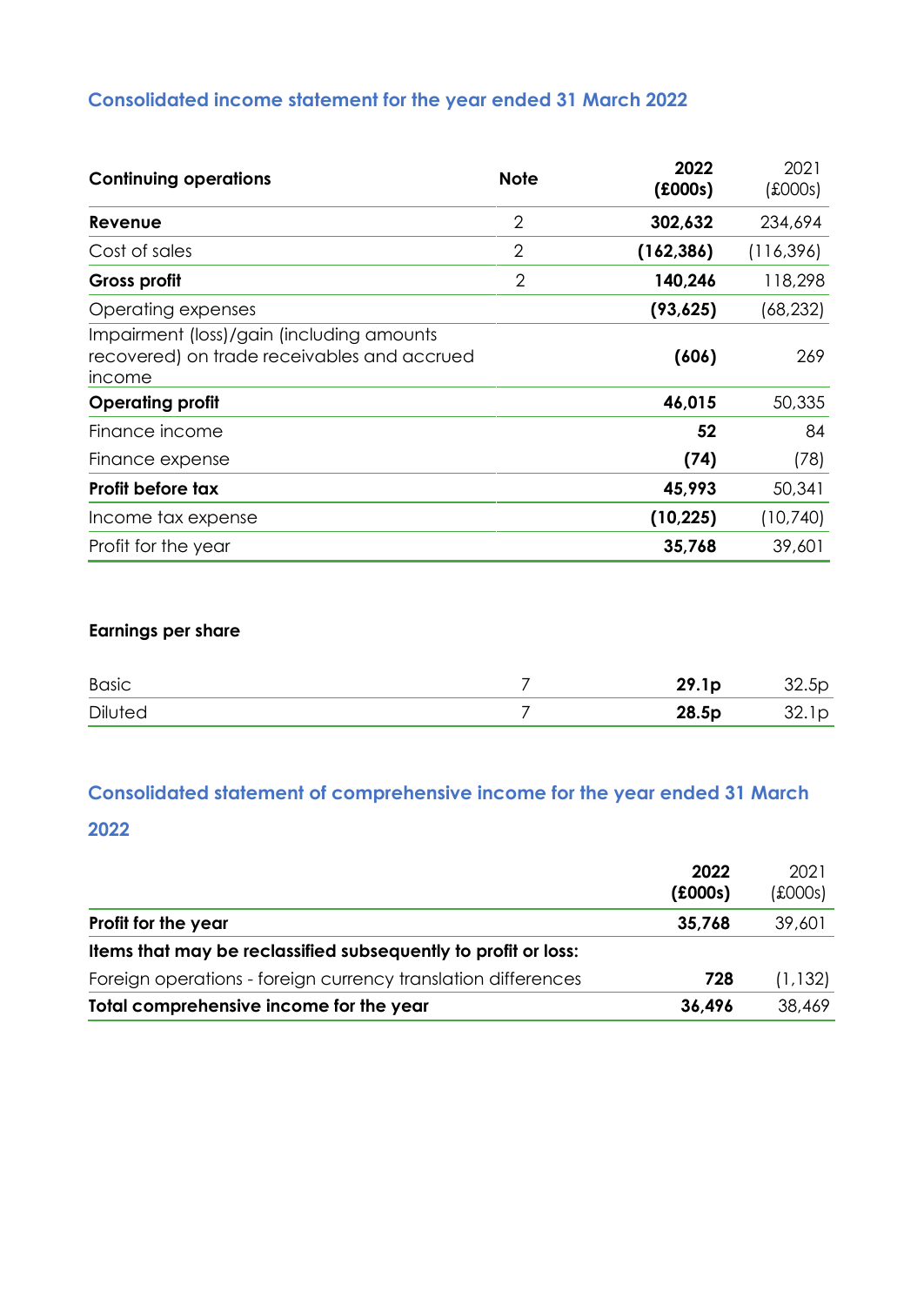## Consolidated income statement for the year ended 31 March 2022

| Continuing operations | Note | 2022 (£000s) | 2021 (£000s) |
|---|---|---|---|
| **Revenue** | 2 | **302,632** | 234,694 |
| Cost of sales | 2 | **(162,386)** | (116,396) |
| **Gross profit** | 2 | **140,246** | 118,298 |
| Operating expenses | | **(93,625)** | (68,232) |
| Impairment (loss)/gain (including amounts recovered) on trade receivables and accrued income | | **(606)** | 269 |
| **Operating profit** | | **46,015** | 50,335 |
| Finance income | | **52** | 84 |
| Finance expense | | **(74)** | (78) |
| **Profit before tax** | | **45,993** | 50,341 |
| Income tax expense | | **(10,225)** | (10,740) |
| Profit for the year | | **35,768** | 39,601 |

### Earnings per share

| | Note | 2022 | 2021 |
|---|---|---|---|
| Basic | 7 | **29.1p** | 32.5p |
| Diluted | 7 | **28.5p** | 32.1p |

## Consolidated statement of comprehensive income for the year ended 31 March 2022

| | 2022 (£000s) | 2021 (£000s) |
|---|---|---|
| **Profit for the year** | **35,768** | 39,601 |
| **Items that may be reclassified subsequently to profit or loss:** | | |
| Foreign operations - foreign currency translation differences | **728** | (1,132) |
| **Total comprehensive income for the year** | **36,496** | 38,469 |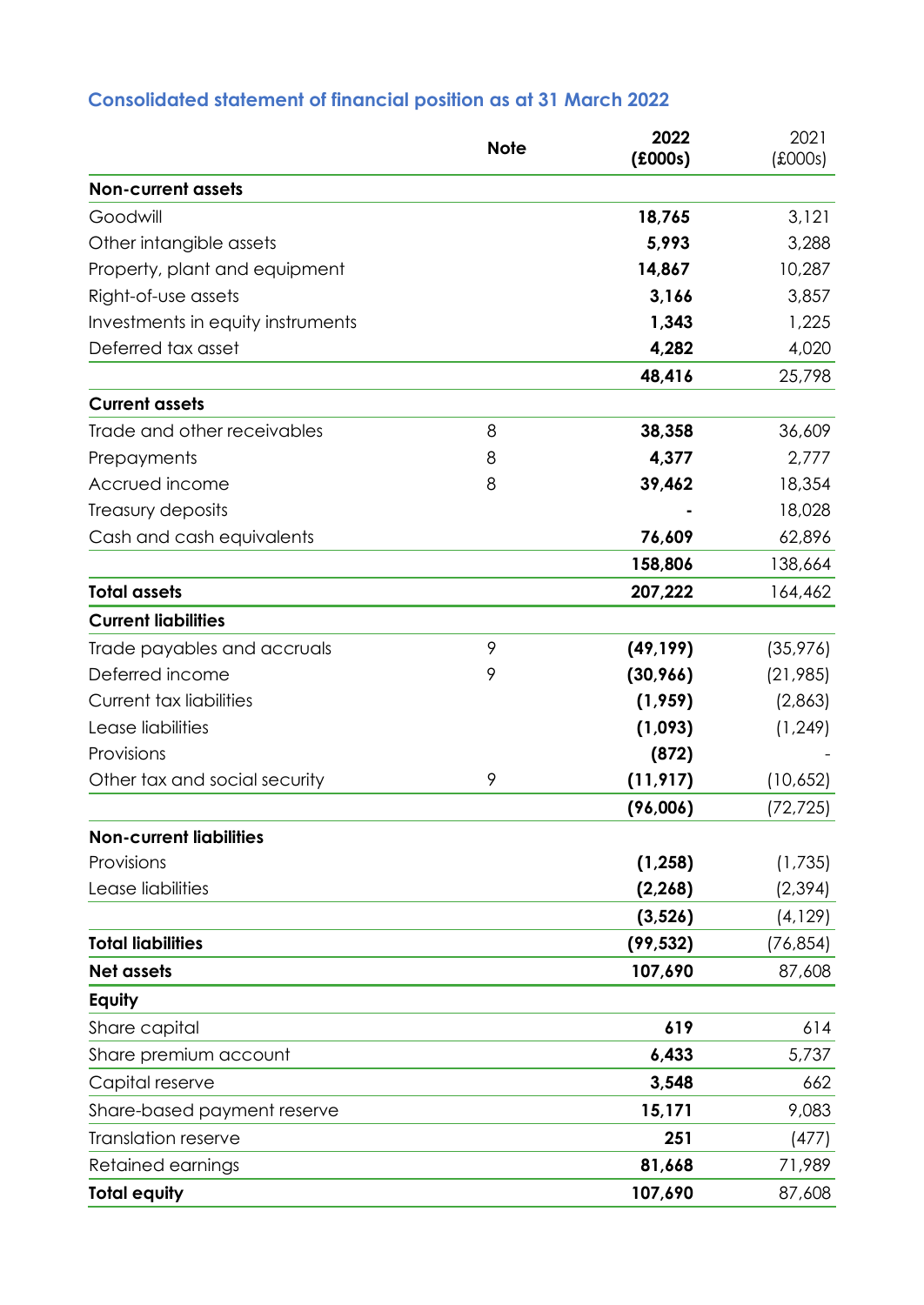## Consolidated statement of financial position as at 31 March 2022

| | Note | 2022 (£000s) | 2021 (£000s) |
|---|---|---|---|
| **Non-current assets** | | | |
| Goodwill | | **18,765** | 3,121 |
| Other intangible assets | | **5,993** | 3,288 |
| Property, plant and equipment | | **14,867** | 10,287 |
| Right-of-use assets | | **3,166** | 3,857 |
| Investments in equity instruments | | **1,343** | 1,225 |
| Deferred tax asset | | **4,282** | 4,020 |
| | | **48,416** | 25,798 |
| **Current assets** | | | |
| Trade and other receivables | 8 | **38,358** | 36,609 |
| Prepayments | 8 | **4,377** | 2,777 |
| Accrued income | 8 | **39,462** | 18,354 |
| Treasury deposits | | **-** | 18,028 |
| Cash and cash equivalents | | **76,609** | 62,896 |
| | | **158,806** | 138,664 |
| **Total assets** | | **207,222** | 164,462 |
| **Current liabilities** | | | |
| Trade payables and accruals | 9 | **(49,199)** | (35,976) |
| Deferred income | 9 | **(30,966)** | (21,985) |
| Current tax liabilities | | **(1,959)** | (2,863) |
| Lease liabilities | | **(1,093)** | (1,249) |
| Provisions | | **(872)** | - |
| Other tax and social security | 9 | **(11,917)** | (10,652) |
| | | **(96,006)** | (72,725) |
| **Non-current liabilities** | | | |
| Provisions | | **(1,258)** | (1,735) |
| Lease liabilities | | **(2,268)** | (2,394) |
| | | **(3,526)** | (4,129) |
| **Total liabilities** | | **(99,532)** | (76,854) |
| **Net assets** | | **107,690** | 87,608 |
| **Equity** | | | |
| Share capital | | **619** | 614 |
| Share premium account | | **6,433** | 5,737 |
| Capital reserve | | **3,548** | 662 |
| Share-based payment reserve | | **15,171** | 9,083 |
| Translation reserve | | **251** | (477) |
| Retained earnings | | **81,668** | 71,989 |
| **Total equity** | | **107,690** | 87,608 |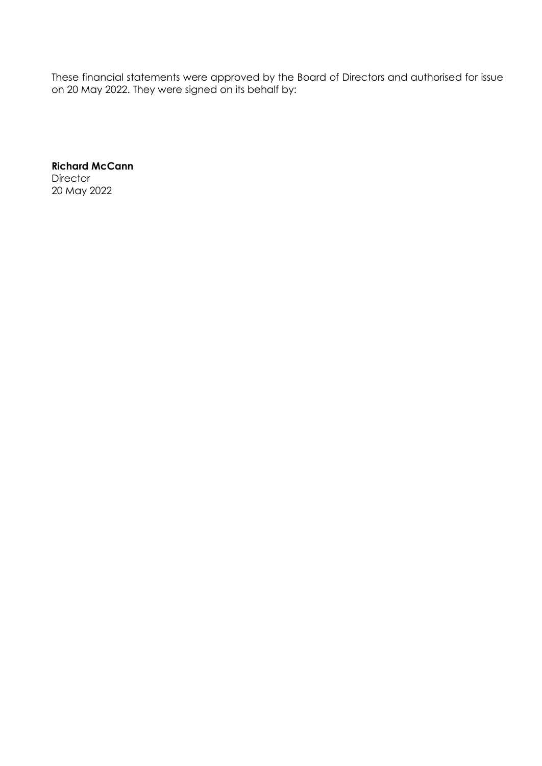These financial statements were approved by the Board of Directors and authorised for issue on 20 May 2022. They were signed on its behalf by:

**Richard McCann**
Director
20 May 2022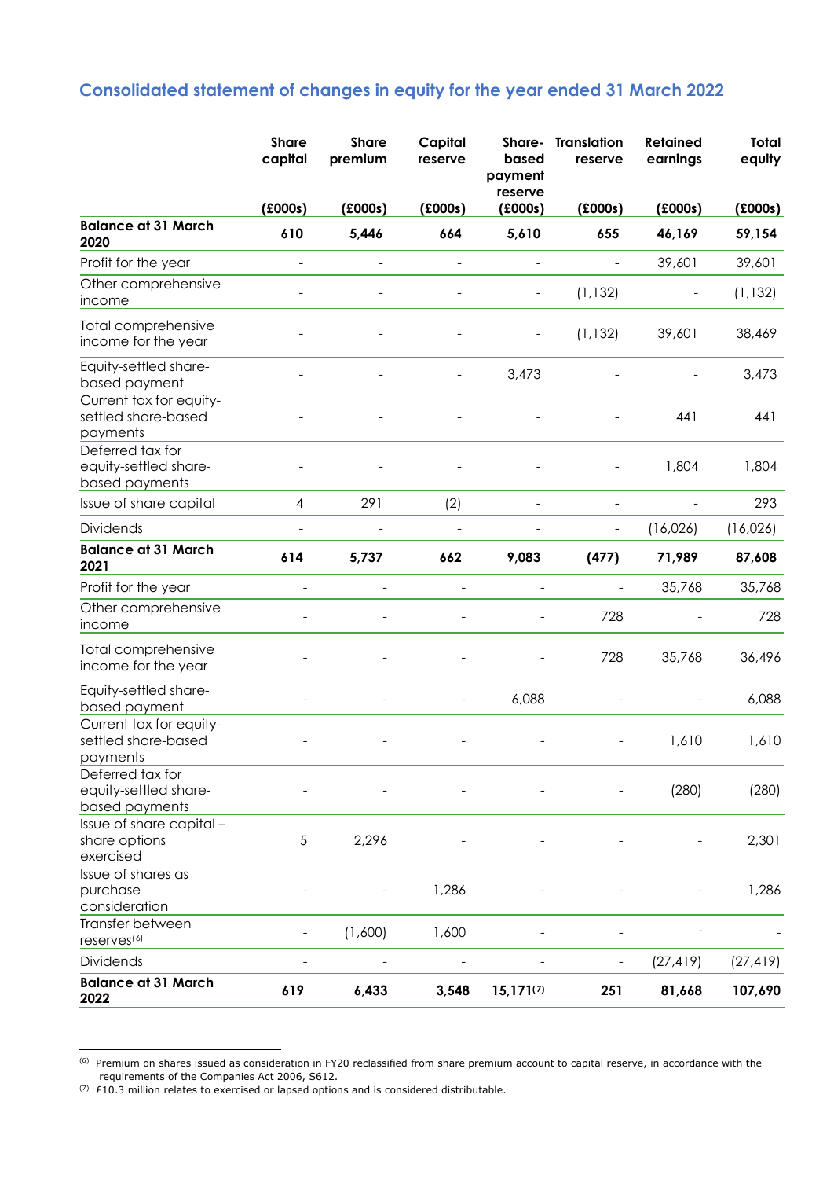## Consolidated statement of changes in equity for the year ended 31 March 2022

| | Share capital | Share premium | Capital reserve | Share-based payment reserve | Translation reserve | Retained earnings | Total equity |
|---|---|---|---|---|---|---|---|
| | (£000s) | (£000s) | (£000s) | (£000s) | (£000s) | (£000s) | (£000s) |
| **Balance at 31 March 2020** | **610** | **5,446** | **664** | **5,610** | **655** | **46,169** | **59,154** |
| Profit for the year | - | - | - | - | - | 39,601 | 39,601 |
| Other comprehensive income | - | - | - | - | (1,132) | - | (1,132) |
| Total comprehensive income for the year | - | - | - | - | (1,132) | 39,601 | 38,469 |
| Equity-settled share-based payment | - | - | - | 3,473 | - | - | 3,473 |
| Current tax for equity-settled share-based payments | - | - | - | - | - | 441 | 441 |
| Deferred tax for equity-settled share-based payments | - | - | - | - | - | 1,804 | 1,804 |
| Issue of share capital | 4 | 291 | (2) | - | - | - | 293 |
| Dividends | - | - | - | - | - | (16,026) | (16,026) |
| **Balance at 31 March 2021** | **614** | **5,737** | **662** | **9,083** | **(477)** | **71,989** | **87,608** |
| Profit for the year | - | - | - | - | - | 35,768 | 35,768 |
| Other comprehensive income | - | - | - | - | 728 | - | 728 |
| Total comprehensive income for the year | - | - | - | - | 728 | 35,768 | 36,496 |
| Equity-settled share-based payment | - | - | - | 6,088 | - | - | 6,088 |
| Current tax for equity-settled share-based payments | - | - | - | - | - | 1,610 | 1,610 |
| Deferred tax for equity-settled share-based payments | - | - | - | - | - | (280) | (280) |
| Issue of share capital – share options exercised | 5 | 2,296 | - | - | - | - | 2,301 |
| Issue of shares as purchase consideration | - | - | 1,286 | - | - | - | 1,286 |
| Transfer between reserves[6] | - | (1,600) | 1,600 | - | - | - | - |
| Dividends | - | - | - | - | - | (27,419) | (27,419) |
| **Balance at 31 March 2022** | **619** | **6,433** | **3,548** | **15,171[7]** | **251** | **81,668** | **107,690** |

[6] Premium on shares issued as consideration in FY20 reclassified from share premium account to capital reserve, in accordance with the requirements of the Companies Act 2006, S612.

[7] £10.3 million relates to exercised or lapsed options and is considered distributable.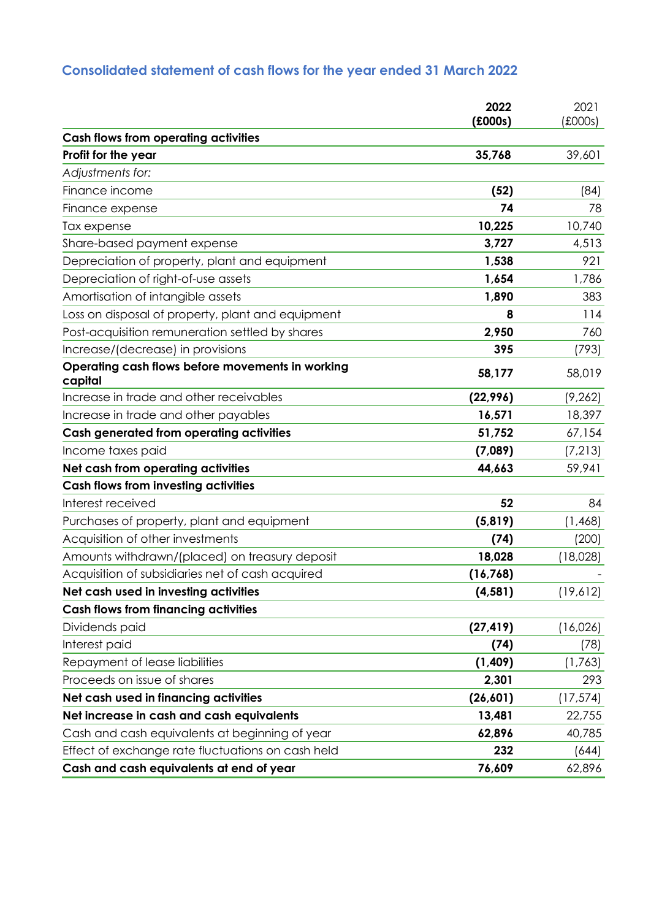## Consolidated statement of cash flows for the year ended 31 March 2022

| | **2022 (£000s)** | 2021 (£000s) |
|---|---|---|
| **Cash flows from operating activities** | | |
| **Profit for the year** | **35,768** | 39,601 |
| *Adjustments for:* | | |
| Finance income | **(52)** | (84) |
| Finance expense | **74** | 78 |
| Tax expense | **10,225** | 10,740 |
| Share-based payment expense | **3,727** | 4,513 |
| Depreciation of property, plant and equipment | **1,538** | 921 |
| Depreciation of right-of-use assets | **1,654** | 1,786 |
| Amortisation of intangible assets | **1,890** | 383 |
| Loss on disposal of property, plant and equipment | **8** | 114 |
| Post-acquisition remuneration settled by shares | **2,950** | 760 |
| Increase/(decrease) in provisions | **395** | (793) |
| **Operating cash flows before movements in working capital** | **58,177** | 58,019 |
| Increase in trade and other receivables | **(22,996)** | (9,262) |
| Increase in trade and other payables | **16,571** | 18,397 |
| **Cash generated from operating activities** | **51,752** | 67,154 |
| Income taxes paid | **(7,089)** | (7,213) |
| **Net cash from operating activities** | **44,663** | 59,941 |
| **Cash flows from investing activities** | | |
| Interest received | **52** | 84 |
| Purchases of property, plant and equipment | **(5,819)** | (1,468) |
| Acquisition of other investments | **(74)** | (200) |
| Amounts withdrawn/(placed) on treasury deposit | **18,028** | (18,028) |
| Acquisition of subsidiaries net of cash acquired | **(16,768)** | - |
| **Net cash used in investing activities** | **(4,581)** | (19,612) |
| **Cash flows from financing activities** | | |
| Dividends paid | **(27,419)** | (16,026) |
| Interest paid | **(74)** | (78) |
| Repayment of lease liabilities | **(1,409)** | (1,763) |
| Proceeds on issue of shares | **2,301** | 293 |
| **Net cash used in financing activities** | **(26,601)** | (17,574) |
| **Net increase in cash and cash equivalents** | **13,481** | 22,755 |
| Cash and cash equivalents at beginning of year | **62,896** | 40,785 |
| Effect of exchange rate fluctuations on cash held | **232** | (644) |
| **Cash and cash equivalents at end of year** | **76,609** | 62,896 |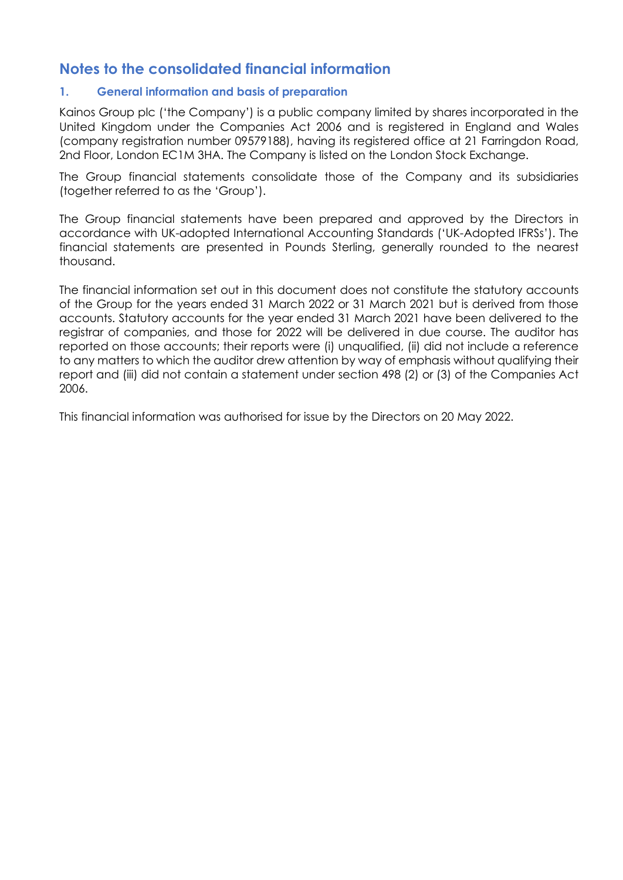## Notes to the consolidated financial information

### 1. General information and basis of preparation

Kainos Group plc ('the Company') is a public company limited by shares incorporated in the United Kingdom under the Companies Act 2006 and is registered in England and Wales (company registration number 09579188), having its registered office at 21 Farringdon Road, 2nd Floor, London EC1M 3HA. The Company is listed on the London Stock Exchange.

The Group financial statements consolidate those of the Company and its subsidiaries (together referred to as the 'Group').

The Group financial statements have been prepared and approved by the Directors in accordance with UK-adopted International Accounting Standards ('UK-Adopted IFRSs'). The financial statements are presented in Pounds Sterling, generally rounded to the nearest thousand.

The financial information set out in this document does not constitute the statutory accounts of the Group for the years ended 31 March 2022 or 31 March 2021 but is derived from those accounts. Statutory accounts for the year ended 31 March 2021 have been delivered to the registrar of companies, and those for 2022 will be delivered in due course. The auditor has reported on those accounts; their reports were (i) unqualified, (ii) did not include a reference to any matters to which the auditor drew attention by way of emphasis without qualifying their report and (iii) did not contain a statement under section 498 (2) or (3) of the Companies Act 2006.

This financial information was authorised for issue by the Directors on 20 May 2022.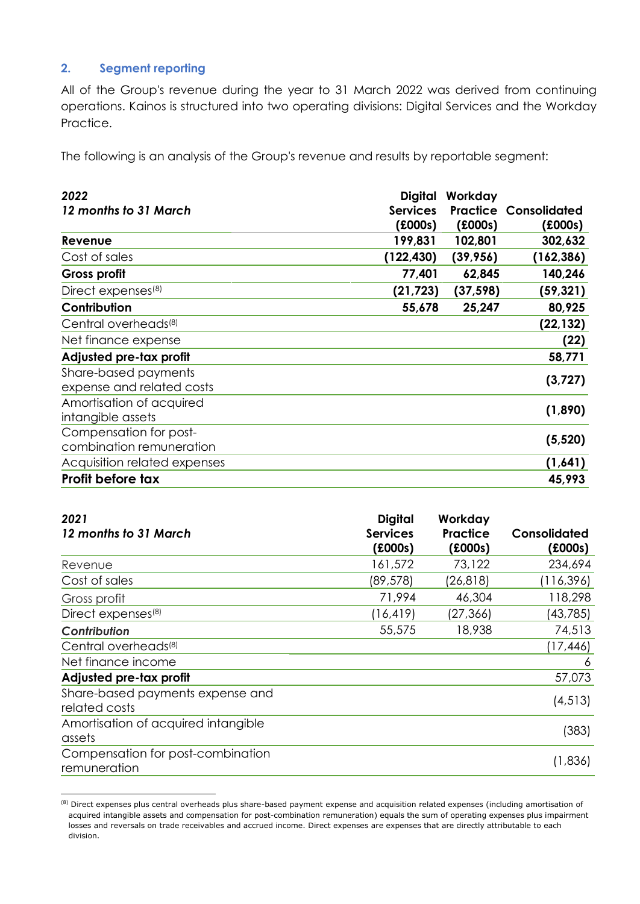## 2. Segment reporting

All of the Group's revenue during the year to 31 March 2022 was derived from continuing operations. Kainos is structured into two operating divisions: Digital Services and the Workday Practice.

The following is an analysis of the Group's revenue and results by reportable segment:

| *2022*<br>*12 months to 31 March* | Digital Services (£000s) | Workday Practice (£000s) | Consolidated (£000s) |
|---|---|---|---|
| **Revenue** | **199,831** | **102,801** | **302,632** |
| Cost of sales | **(122,430)** | **(39,956)** | **(162,386)** |
| **Gross profit** | **77,401** | **62,845** | **140,246** |
| Direct expenses[8] | **(21,723)** | **(37,598)** | **(59,321)** |
| **Contribution** | **55,678** | **25,247** | **80,925** |
| Central overheads[8] | | | **(22,132)** |
| Net finance expense | | | **(22)** |
| **Adjusted pre-tax profit** | | | **58,771** |
| Share-based payments expense and related costs | | | **(3,727)** |
| Amortisation of acquired intangible assets | | | **(1,890)** |
| Compensation for post-combination remuneration | | | **(5,520)** |
| Acquisition related expenses | | | **(1,641)** |
| **Profit before tax** | | | **45,993** |

| *2021*<br>*12 months to 31 March* | Digital Services (£000s) | Workday Practice (£000s) | Consolidated (£000s) |
|---|---|---|---|
| Revenue | 161,572 | 73,122 | 234,694 |
| Cost of sales | (89,578) | (26,818) | (116,396) |
| Gross profit | 71,994 | 46,304 | 118,298 |
| Direct expenses[8] | (16,419) | (27,366) | (43,785) |
| ***Contribution*** | 55,575 | 18,938 | 74,513 |
| Central overheads[8] | | | (17,446) |
| Net finance income | | | 6 |
| **Adjusted pre-tax profit** | | | 57,073 |
| Share-based payments expense and related costs | | | (4,513) |
| Amortisation of acquired intangible assets | | | (383) |
| Compensation for post-combination remuneration | | | (1,836) |

[8] Direct expenses plus central overheads plus share-based payment expense and acquisition related expenses (including amortisation of acquired intangible assets and compensation for post-combination remuneration) equals the sum of operating expenses plus impairment losses and reversals on trade receivables and accrued income. Direct expenses are expenses that are directly attributable to each division.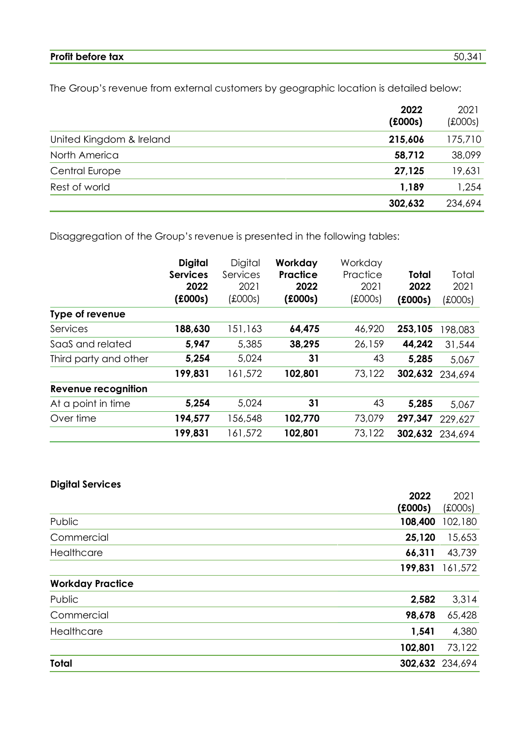| **Profit before tax** | 50,341 |
|---|---|

The Group's revenue from external customers by geographic location is detailed below:

| | **2022 (£000s)** | 2021 (£000s) |
|---|---|---|
| United Kingdom & Ireland | **215,606** | 175,710 |
| North America | **58,712** | 38,099 |
| Central Europe | **27,125** | 19,631 |
| Rest of world | **1,189** | 1,254 |
| | **302,632** | 234,694 |

Disaggregation of the Group's revenue is presented in the following tables:

| | **Digital Services 2022 (£000s)** | Digital Services 2021 (£000s) | **Workday Practice 2022 (£000s)** | Workday Practice 2021 (£000s) | **Total 2022 (£000s)** | Total 2021 (£000s) |
|---|---|---|---|---|---|---|
| **Type of revenue** | | | | | | |
| Services | **188,630** | 151,163 | **64,475** | 46,920 | **253,105** | 198,083 |
| SaaS and related | **5,947** | 5,385 | **38,295** | 26,159 | **44,242** | 31,544 |
| Third party and other | **5,254** | 5,024 | **31** | 43 | **5,285** | 5,067 |
| | **199,831** | 161,572 | **102,801** | 73,122 | **302,632** | 234,694 |
| **Revenue recognition** | | | | | | |
| At a point in time | **5,254** | 5,024 | **31** | 43 | **5,285** | 5,067 |
| Over time | **194,577** | 156,548 | **102,770** | 73,079 | **297,347** | 229,627 |
| | **199,831** | 161,572 | **102,801** | 73,122 | **302,632** | 234,694 |

| **Digital Services** | **2022 (£000s)** | 2021 (£000s) |
|---|---|---|
| Public | **108,400** | 102,180 |
| Commercial | **25,120** | 15,653 |
| Healthcare | **66,311** | 43,739 |
| | **199,831** | 161,572 |
| **Workday Practice** | | |
| Public | **2,582** | 3,314 |
| Commercial | **98,678** | 65,428 |
| Healthcare | **1,541** | 4,380 |
| | **102,801** | 73,122 |
| **Total** | **302,632** | 234,694 |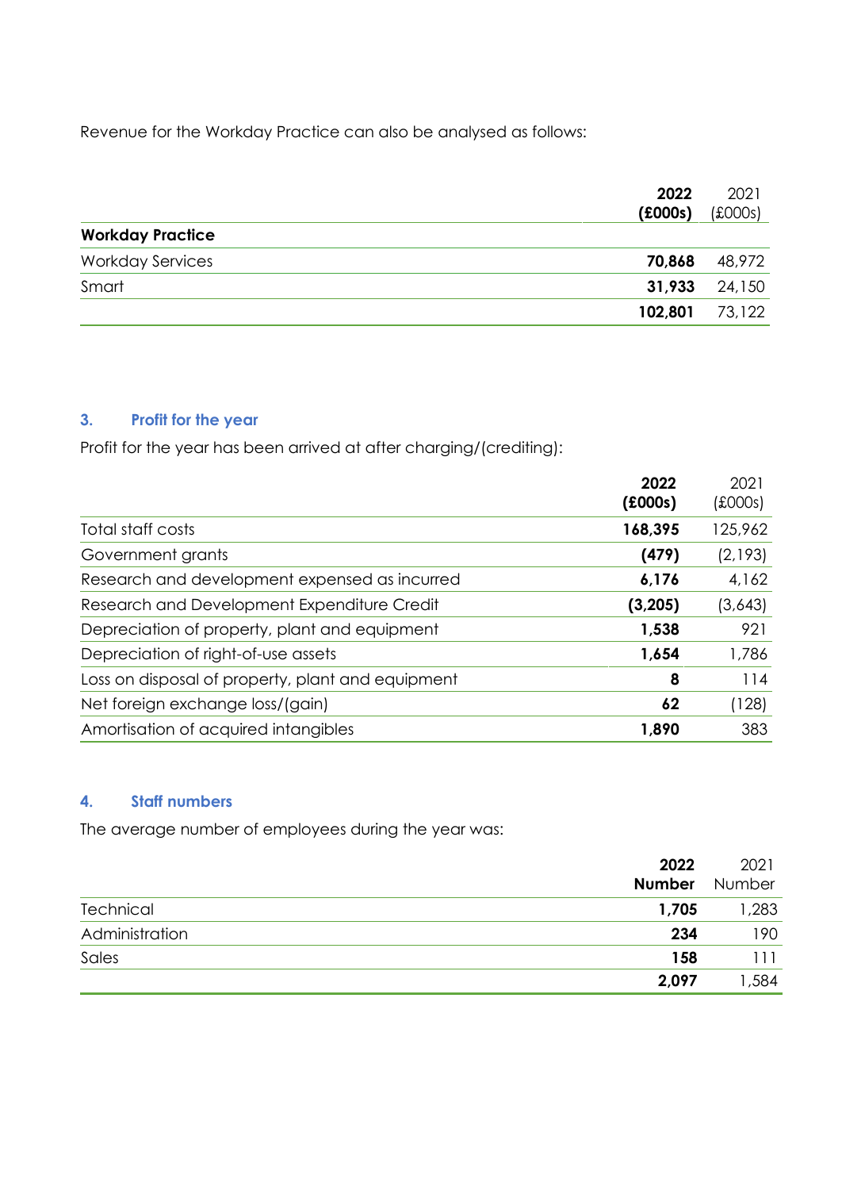Revenue for the Workday Practice can also be analysed as follows:

| | **2022 (£000s)** | 2021 (£000s) |
|---|---|---|
| **Workday Practice** | | |
| Workday Services | **70,868** | 48,972 |
| Smart | **31,933** | 24,150 |
| | **102,801** | 73,122 |

## 3. Profit for the year

Profit for the year has been arrived at after charging/(crediting):

| | **2022 (£000s)** | 2021 (£000s) |
|---|---|---|
| Total staff costs | **168,395** | 125,962 |
| Government grants | **(479)** | (2,193) |
| Research and development expensed as incurred | **6,176** | 4,162 |
| Research and Development Expenditure Credit | **(3,205)** | (3,643) |
| Depreciation of property, plant and equipment | **1,538** | 921 |
| Depreciation of right-of-use assets | **1,654** | 1,786 |
| Loss on disposal of property, plant and equipment | **8** | 114 |
| Net foreign exchange loss/(gain) | **62** | (128) |
| Amortisation of acquired intangibles | **1,890** | 383 |

## 4. Staff numbers

The average number of employees during the year was:

| | **2022 Number** | 2021 Number |
|---|---|---|
| Technical | **1,705** | 1,283 |
| Administration | **234** | 190 |
| Sales | **158** | 111 |
| | **2,097** | 1,584 |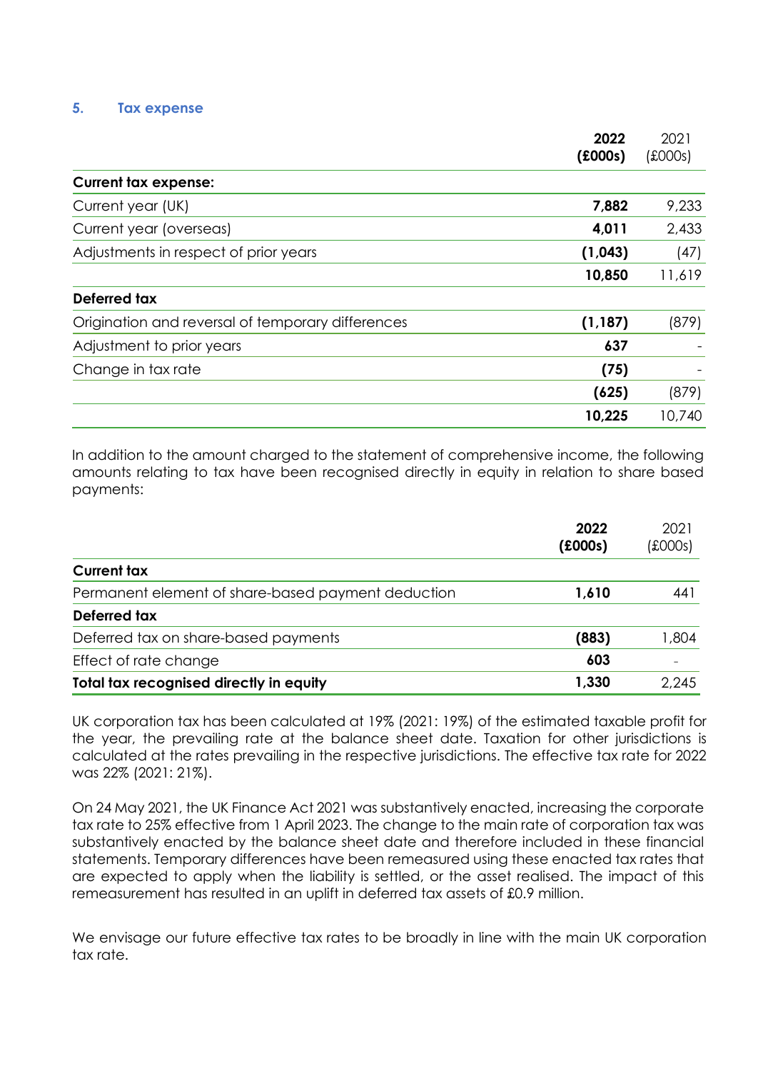## 5. Tax expense

| | **2022 (£000s)** | 2021 (£000s) |
|---|---|---|
| **Current tax expense:** | | |
| Current year (UK) | **7,882** | 9,233 |
| Current year (overseas) | **4,011** | 2,433 |
| Adjustments in respect of prior years | **(1,043)** | (47) |
| | **10,850** | 11,619 |
| **Deferred tax** | | |
| Origination and reversal of temporary differences | **(1,187)** | (879) |
| Adjustment to prior years | **637** | - |
| Change in tax rate | **(75)** | - |
| | **(625)** | (879) |
| | **10,225** | 10,740 |

In addition to the amount charged to the statement of comprehensive income, the following amounts relating to tax have been recognised directly in equity in relation to share based payments:

| | **2022 (£000s)** | 2021 (£000s) |
|---|---|---|
| **Current tax** | | |
| Permanent element of share-based payment deduction | **1,610** | 441 |
| **Deferred tax** | | |
| Deferred tax on share-based payments | **(883)** | 1,804 |
| Effect of rate change | **603** | - |
| **Total tax recognised directly in equity** | **1,330** | 2,245 |

UK corporation tax has been calculated at 19% (2021: 19%) of the estimated taxable profit for the year, the prevailing rate at the balance sheet date. Taxation for other jurisdictions is calculated at the rates prevailing in the respective jurisdictions. The effective tax rate for 2022 was 22% (2021: 21%).

On 24 May 2021, the UK Finance Act 2021 was substantively enacted, increasing the corporate tax rate to 25% effective from 1 April 2023. The change to the main rate of corporation tax was substantively enacted by the balance sheet date and therefore included in these financial statements. Temporary differences have been remeasured using these enacted tax rates that are expected to apply when the liability is settled, or the asset realised. The impact of this remeasurement has resulted in an uplift in deferred tax assets of £0.9 million.

We envisage our future effective tax rates to be broadly in line with the main UK corporation tax rate.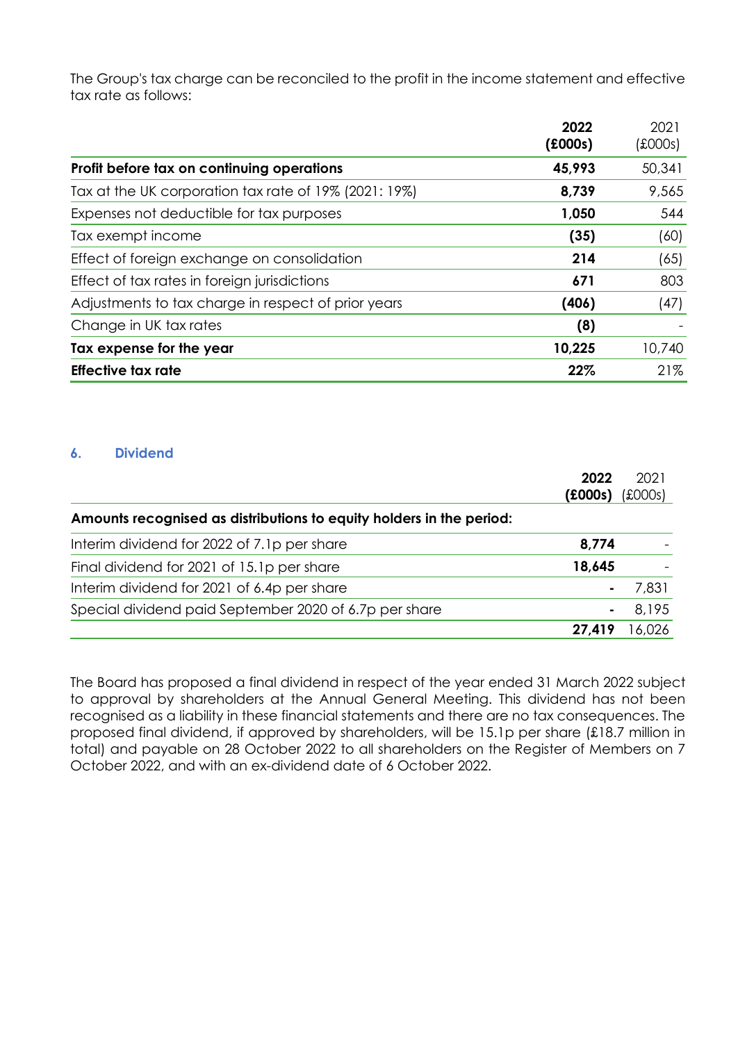The Group's tax charge can be reconciled to the profit in the income statement and effective tax rate as follows:

| | **2022 (£000s)** | 2021 (£000s) |
|---|---|---|
| **Profit before tax on continuing operations** | **45,993** | 50,341 |
| Tax at the UK corporation tax rate of 19% (2021: 19%) | **8,739** | 9,565 |
| Expenses not deductible for tax purposes | **1,050** | 544 |
| Tax exempt income | **(35)** | (60) |
| Effect of foreign exchange on consolidation | **214** | (65) |
| Effect of tax rates in foreign jurisdictions | **671** | 803 |
| Adjustments to tax charge in respect of prior years | **(406)** | (47) |
| Change in UK tax rates | **(8)** | - |
| **Tax expense for the year** | **10,225** | 10,740 |
| **Effective tax rate** | **22%** | 21% |

## 6. Dividend

| | **2022 (£000s)** | 2021 (£000s) |
|---|---|---|
| **Amounts recognised as distributions to equity holders in the period:** | | |
| Interim dividend for 2022 of 7.1p per share | **8,774** | - |
| Final dividend for 2021 of 15.1p per share | **18,645** | - |
| Interim dividend for 2021 of 6.4p per share | **-** | 7,831 |
| Special dividend paid September 2020 of 6.7p per share | **-** | 8,195 |
| | **27,419** | 16,026 |

The Board has proposed a final dividend in respect of the year ended 31 March 2022 subject to approval by shareholders at the Annual General Meeting. This dividend has not been recognised as a liability in these financial statements and there are no tax consequences. The proposed final dividend, if approved by shareholders, will be 15.1p per share (£18.7 million in total) and payable on 28 October 2022 to all shareholders on the Register of Members on 7 October 2022, and with an ex-dividend date of 6 October 2022.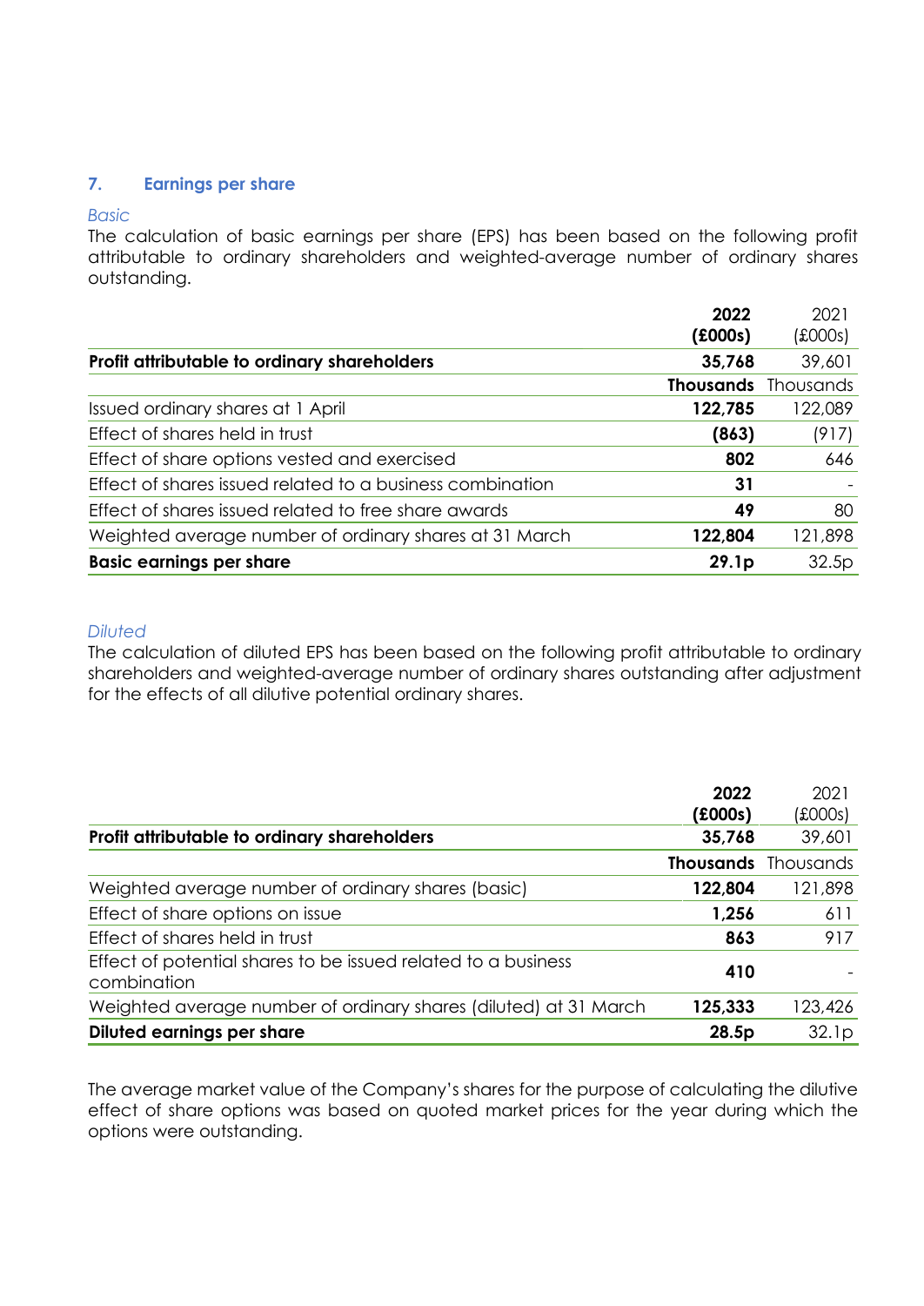## 7. Earnings per share

*Basic*

The calculation of basic earnings per share (EPS) has been based on the following profit attributable to ordinary shareholders and weighted-average number of ordinary shares outstanding.

| | **2022 (£000s)** | 2021 (£000s) |
|---|---|---|
| **Profit attributable to ordinary shareholders** | **35,768** | 39,601 |
| | **Thousands** | Thousands |
| Issued ordinary shares at 1 April | **122,785** | 122,089 |
| Effect of shares held in trust | **(863)** | (917) |
| Effect of share options vested and exercised | **802** | 646 |
| Effect of shares issued related to a business combination | **31** | - |
| Effect of shares issued related to free share awards | **49** | 80 |
| Weighted average number of ordinary shares at 31 March | **122,804** | 121,898 |
| **Basic earnings per share** | **29.1p** | 32.5p |

*Diluted*

The calculation of diluted EPS has been based on the following profit attributable to ordinary shareholders and weighted-average number of ordinary shares outstanding after adjustment for the effects of all dilutive potential ordinary shares.

| | **2022 (£000s)** | 2021 (£000s) |
|---|---|---|
| **Profit attributable to ordinary shareholders** | **35,768** | 39,601 |
| | **Thousands** | Thousands |
| Weighted average number of ordinary shares (basic) | **122,804** | 121,898 |
| Effect of share options on issue | **1,256** | 611 |
| Effect of shares held in trust | **863** | 917 |
| Effect of potential shares to be issued related to a business combination | **410** | - |
| Weighted average number of ordinary shares (diluted) at 31 March | **125,333** | 123,426 |
| **Diluted earnings per share** | **28.5p** | 32.1p |

The average market value of the Company's shares for the purpose of calculating the dilutive effect of share options was based on quoted market prices for the year during which the options were outstanding.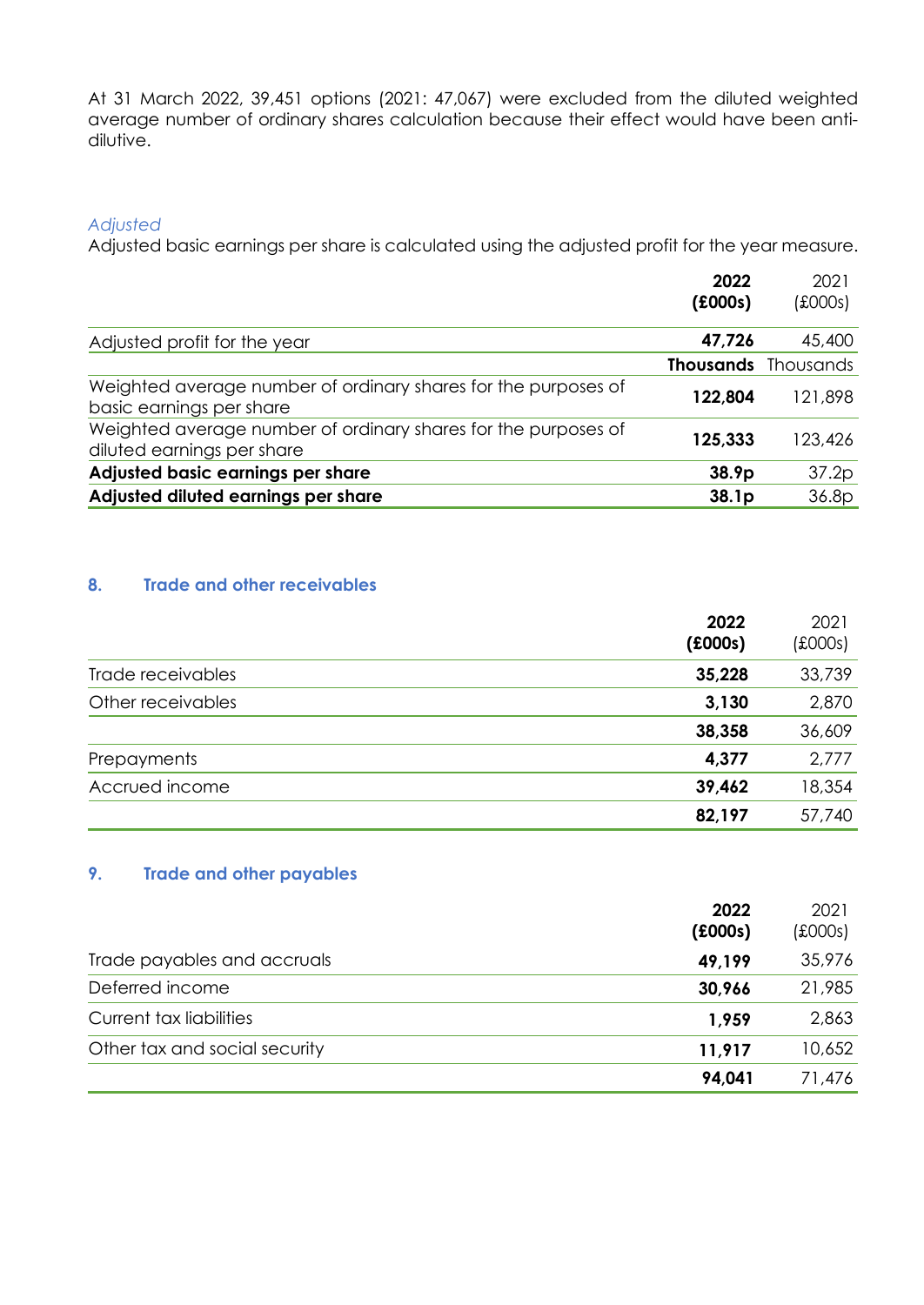At 31 March 2022, 39,451 options (2021: 47,067) were excluded from the diluted weighted average number of ordinary shares calculation because their effect would have been anti-dilutive.

*Adjusted*

Adjusted basic earnings per share is calculated using the adjusted profit for the year measure.

| | 2022 (£000s) | 2021 (£000s) |
|---|---|---|
| Adjusted profit for the year | **47,726** | 45,400 |
| | **Thousands** | Thousands |
| Weighted average number of ordinary shares for the purposes of basic earnings per share | **122,804** | 121,898 |
| Weighted average number of ordinary shares for the purposes of diluted earnings per share | **125,333** | 123,426 |
| **Adjusted basic earnings per share** | **38.9p** | 37.2p |
| **Adjusted diluted earnings per share** | **38.1p** | 36.8p |

## 8. Trade and other receivables

| | 2022 (£000s) | 2021 (£000s) |
|---|---|---|
| Trade receivables | **35,228** | 33,739 |
| Other receivables | **3,130** | 2,870 |
| | **38,358** | 36,609 |
| Prepayments | **4,377** | 2,777 |
| Accrued income | **39,462** | 18,354 |
| | **82,197** | 57,740 |

## 9. Trade and other payables

| | 2022 (£000s) | 2021 (£000s) |
|---|---|---|
| Trade payables and accruals | **49,199** | 35,976 |
| Deferred income | **30,966** | 21,985 |
| Current tax liabilities | **1,959** | 2,863 |
| Other tax and social security | **11,917** | 10,652 |
| | **94,041** | 71,476 |